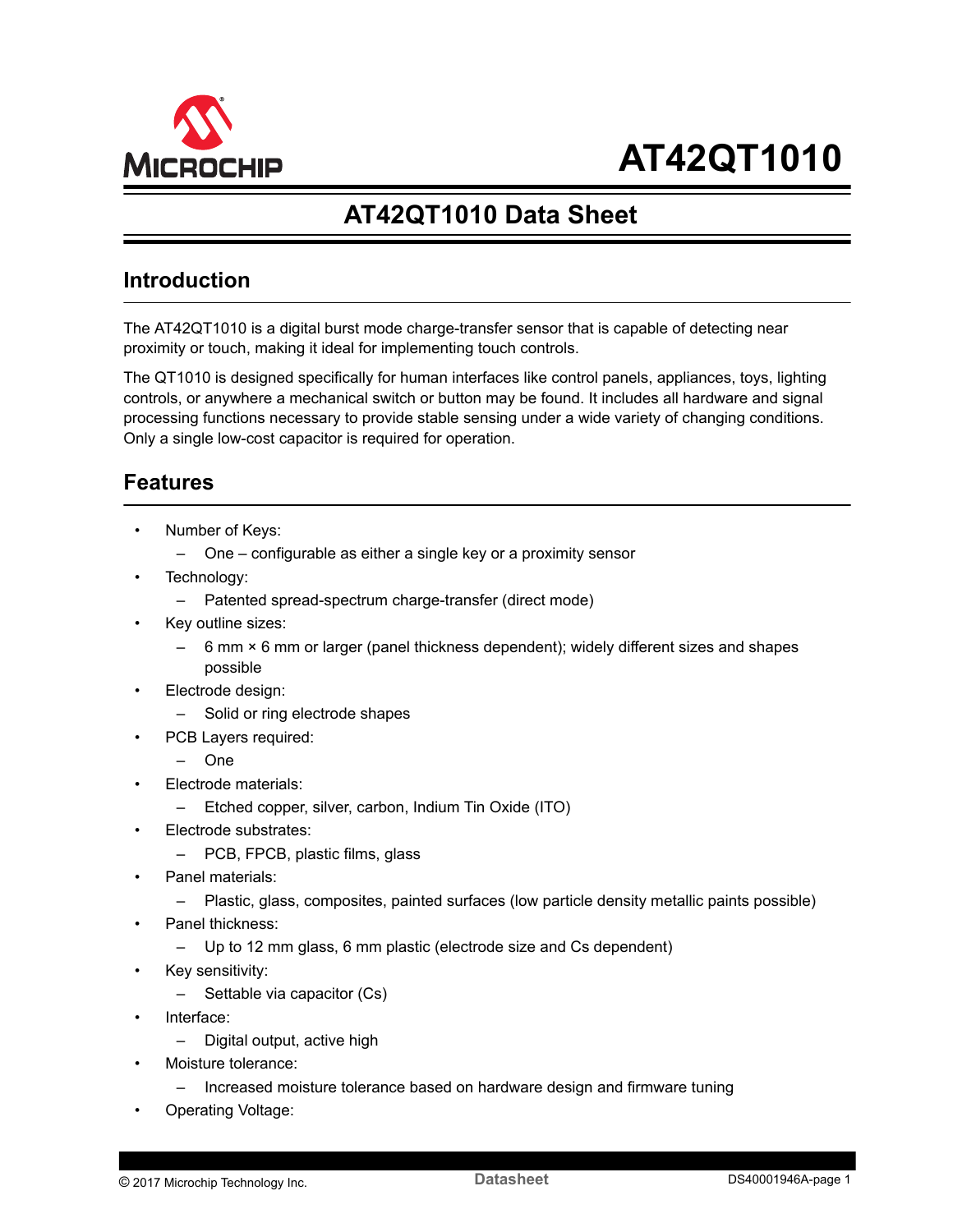# AT42QT1010

## AT42QT1010 Data Sheet

## Introduction

The AT42QT1010 is a digital burst mode charge-transfer sensor that is capable of detecting near proximity or touch, making it ideal for implementing touch controls.

The QT1010 is designed specifically for human interfaces like control panels, appliances, toys, lighting controls, or anywhere a mechanical switch or button may be found. It includes all hardware and signal processing functions necessary to provide stable sensing under a wide variety of changing conditions. Only a single low-cost capacitor is required for operation.

## Features

- Number of Keys:
  - One – configurable as either a single key or a proximity sensor
- Technology:
  - Patented spread-spectrum charge-transfer (direct mode)
- Key outline sizes:
  - 6 mm × 6 mm or larger (panel thickness dependent); widely different sizes and shapes possible
- Electrode design:
  - Solid or ring electrode shapes
- PCB Layers required:
  - One
- Electrode materials:
  - Etched copper, silver, carbon, Indium Tin Oxide (ITO)
- Electrode substrates:
  - PCB, FPCB, plastic films, glass
- Panel materials:
  - Plastic, glass, composites, painted surfaces (low particle density metallic paints possible)
- Panel thickness:
  - Up to 12 mm glass, 6 mm plastic (electrode size and Cs dependent)
- Key sensitivity:
  - Settable via capacitor (Cs)
- Interface:
  - Digital output, active high
- Moisture tolerance:
  - Increased moisture tolerance based on hardware design and firmware tuning
- Operating Voltage: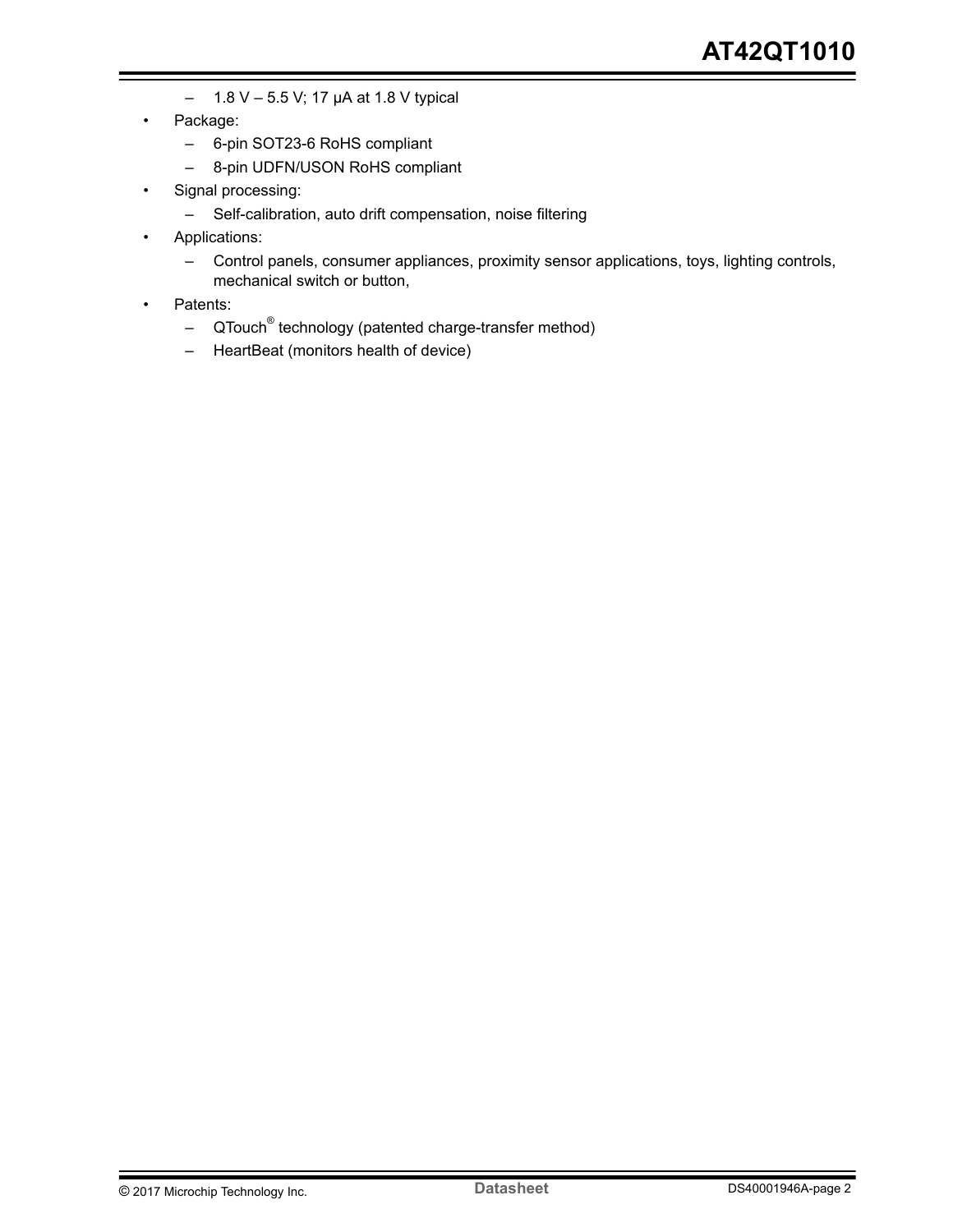- 1.8 V – 5.5 V; 17 µA at 1.8 V typical
- Package:
  - 6-pin SOT23-6 RoHS compliant
  - 8-pin UDFN/USON RoHS compliant
- Signal processing:
  - Self-calibration, auto drift compensation, noise filtering
- Applications:
  - Control panels, consumer appliances, proximity sensor applications, toys, lighting controls, mechanical switch or button,
- Patents:
  - QTouch® technology (patented charge-transfer method)
  - HeartBeat (monitors health of device)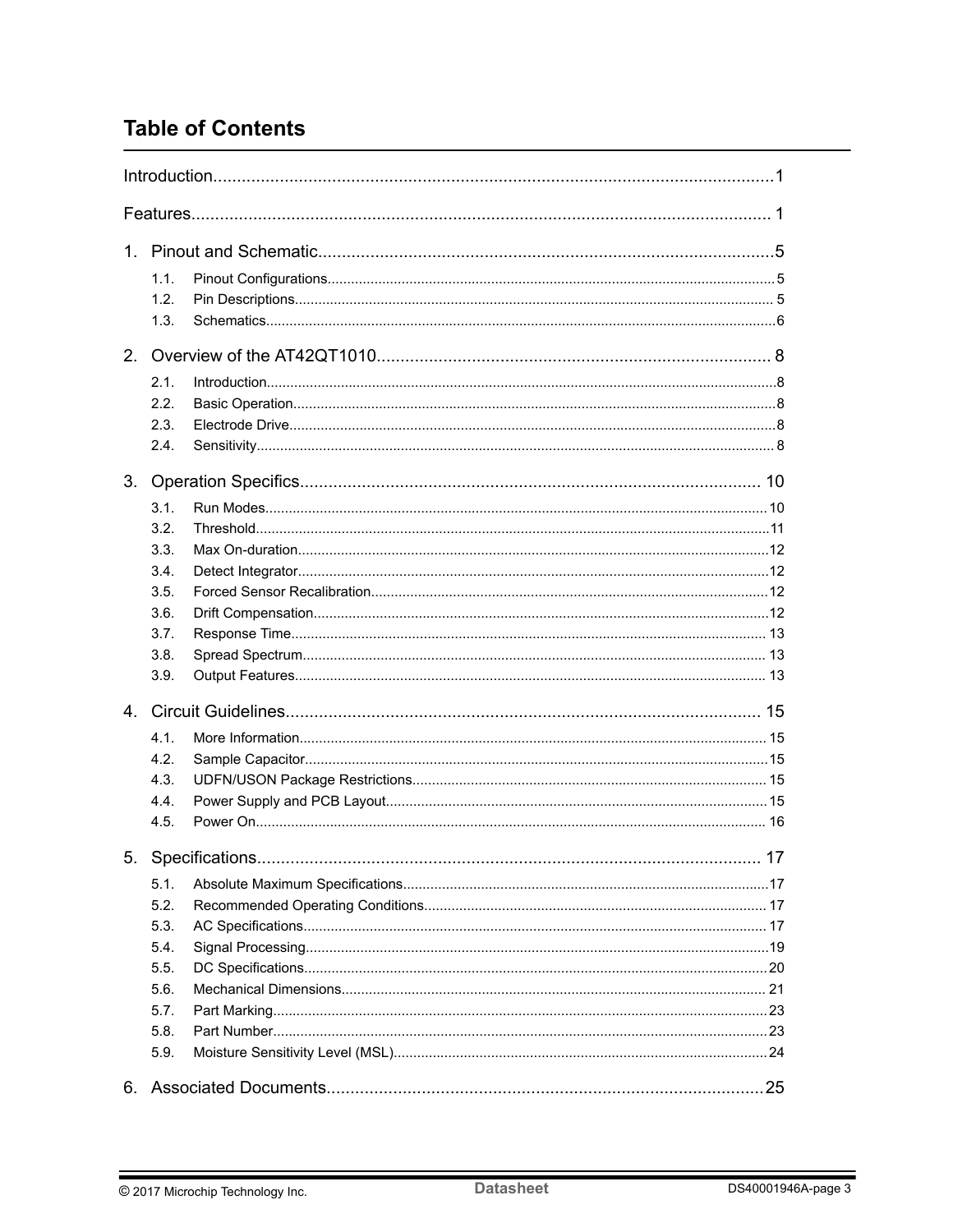# Table of Contents

Introduction......................................................................................................................1

Features........................................................................................................................... 1

1. Pinout and Schematic................................................................................................5
   - 1.1. Pinout Configurations..................................................................................................5
   - 1.2. Pin Descriptions.......................................................................................................... 5
   - 1.3. Schematics..................................................................................................................6

2. Overview of the AT42QT1010.................................................................................. 8
   - 2.1. Introduction..................................................................................................................8
   - 2.2. Basic Operation...........................................................................................................8
   - 2.3. Electrode Drive............................................................................................................8
   - 2.4. Sensitivity.................................................................................................................... 8

3. Operation Specifics................................................................................................ 10
   - 3.1. Run Modes................................................................................................................10
   - 3.2. Threshold...................................................................................................................11
   - 3.3. Max On-duration........................................................................................................12
   - 3.4. Detect Integrator........................................................................................................12
   - 3.5. Forced Sensor Recalibration.....................................................................................12
   - 3.6. Drift Compensation....................................................................................................12
   - 3.7. Response Time......................................................................................................... 13
   - 3.8. Spread Spectrum...................................................................................................... 13
   - 3.9. Output Features........................................................................................................ 13

4. Circuit Guidelines................................................................................................... 15
   - 4.1. More Information....................................................................................................... 15
   - 4.2. Sample Capacitor......................................................................................................15
   - 4.3. UDFN/USON Package Restrictions.......................................................................... 15
   - 4.4. Power Supply and PCB Layout.................................................................................15
   - 4.5. Power On.................................................................................................................. 16

5. Specifications......................................................................................................... 17
   - 5.1. Absolute Maximum Specifications.............................................................................17
   - 5.2. Recommended Operating Conditions....................................................................... 17
   - 5.3. AC Specifications...................................................................................................... 17
   - 5.4. Signal Processing......................................................................................................19
   - 5.5. DC Specifications......................................................................................................20
   - 5.6. Mechanical Dimensions............................................................................................ 21
   - 5.7. Part Marking..............................................................................................................23
   - 5.8. Part Number..............................................................................................................23
   - 5.9. Moisture Sensitivity Level (MSL)...............................................................................24

6. Associated Documents...........................................................................................25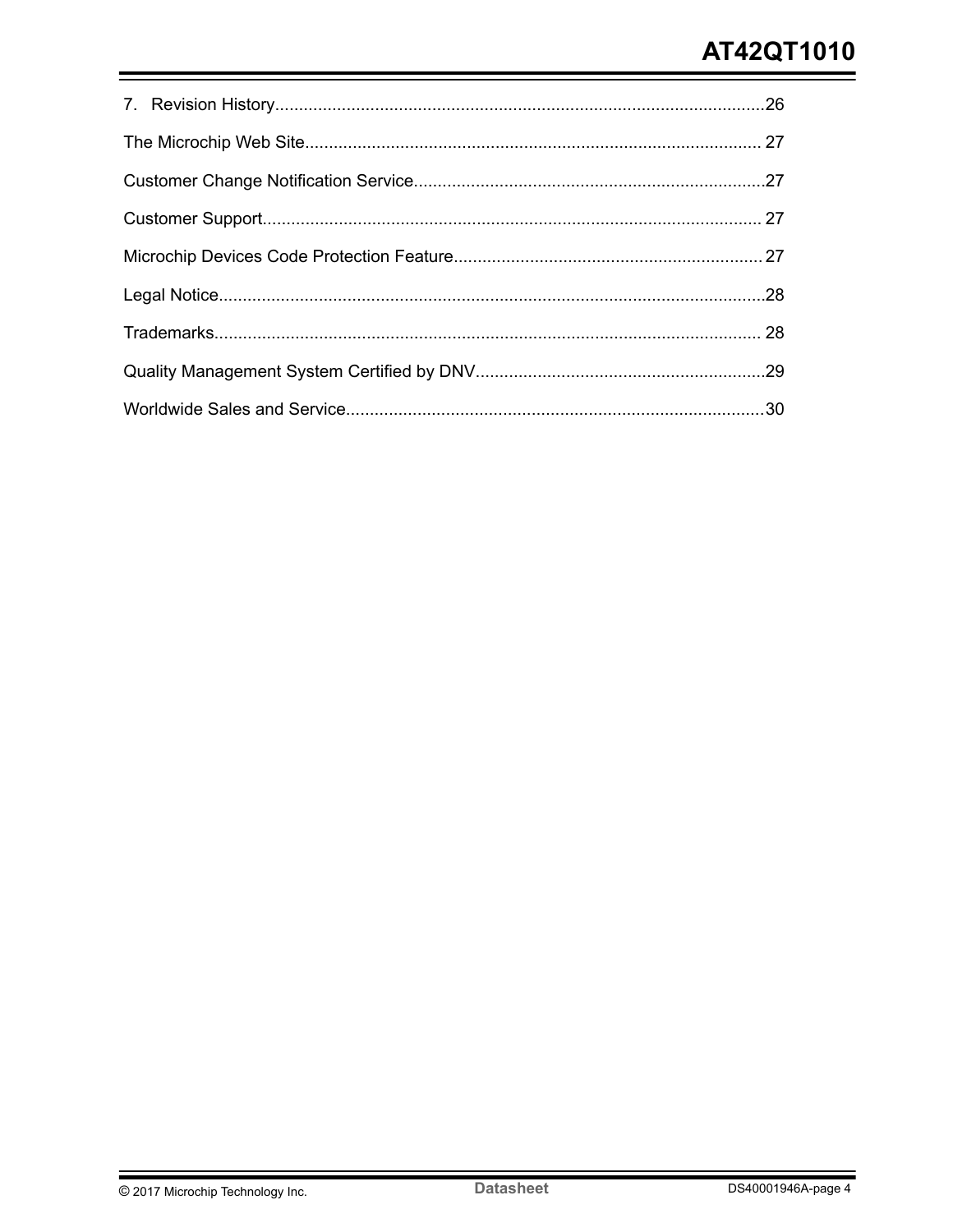7. Revision History......................................................................................................26

The Microchip Web Site............................................................................................... 27

Customer Change Notification Service.........................................................................27

Customer Support........................................................................................................ 27

Microchip Devices Code Protection Feature................................................................. 27

Legal Notice..................................................................................................................28

Trademarks.................................................................................................................. 28

Quality Management System Certified by DNV............................................................29

Worldwide Sales and Service........................................................................................30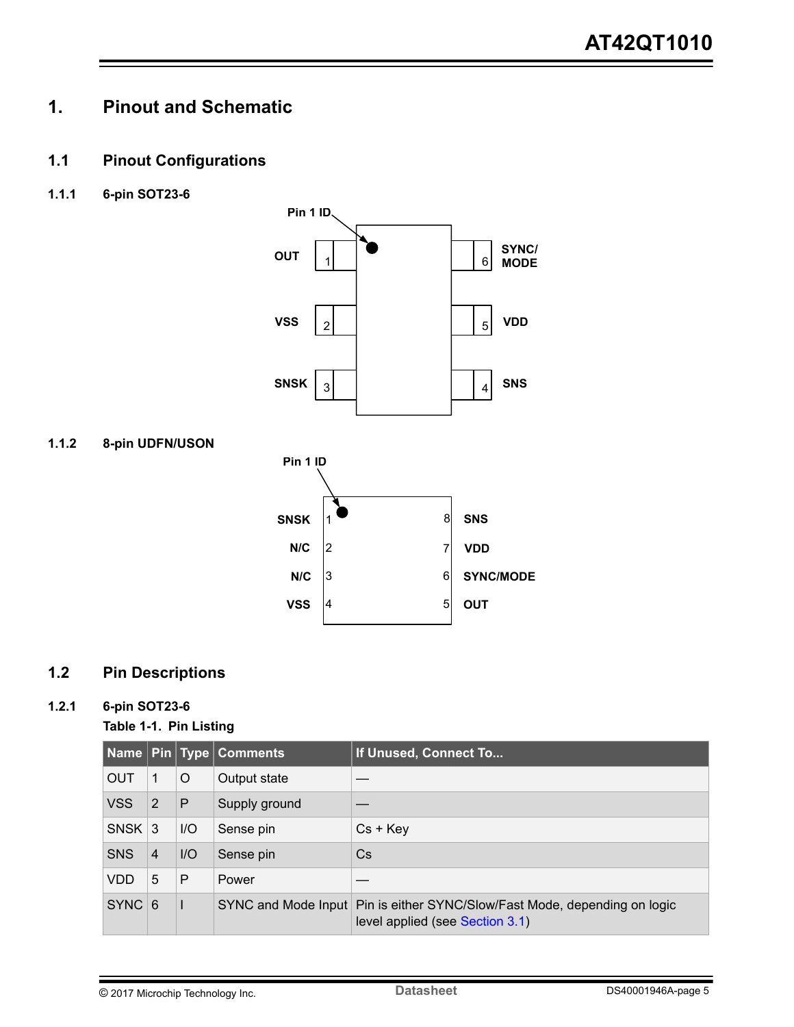# 1. Pinout and Schematic

## 1.1 Pinout Configurations

### 1.1.1 6-pin SOT23-6

Pin 1 ID

| Pin | Name | | Pin | Name |
|---|---|---|---|---|
| 1 | OUT | | 6 | SYNC/ MODE |
| 2 | VSS | | 5 | VDD |
| 3 | SNSK | | 4 | SNS |

### 1.1.2 8-pin UDFN/USON

Pin 1 ID

| Pin | Name | | Pin | Name |
|---|---|---|---|---|
| 1 | SNSK | | 8 | SNS |
| 2 | N/C | | 7 | VDD |
| 3 | N/C | | 6 | SYNC/MODE |
| 4 | VSS | | 5 | OUT |

## 1.2 Pin Descriptions

### 1.2.1 6-pin SOT23-6

**Table 1-1. Pin Listing**

| Name | Pin | Type | Comments | If Unused, Connect To... |
|---|---|---|---|---|
| OUT | 1 | O | Output state | — |
| VSS | 2 | P | Supply ground | — |
| SNSK | 3 | I/O | Sense pin | Cs + Key |
| SNS | 4 | I/O | Sense pin | Cs |
| VDD | 5 | P | Power | — |
| SYNC | 6 | I | SYNC and Mode Input | Pin is either SYNC/Slow/Fast Mode, depending on logic level applied (see Section 3.1) |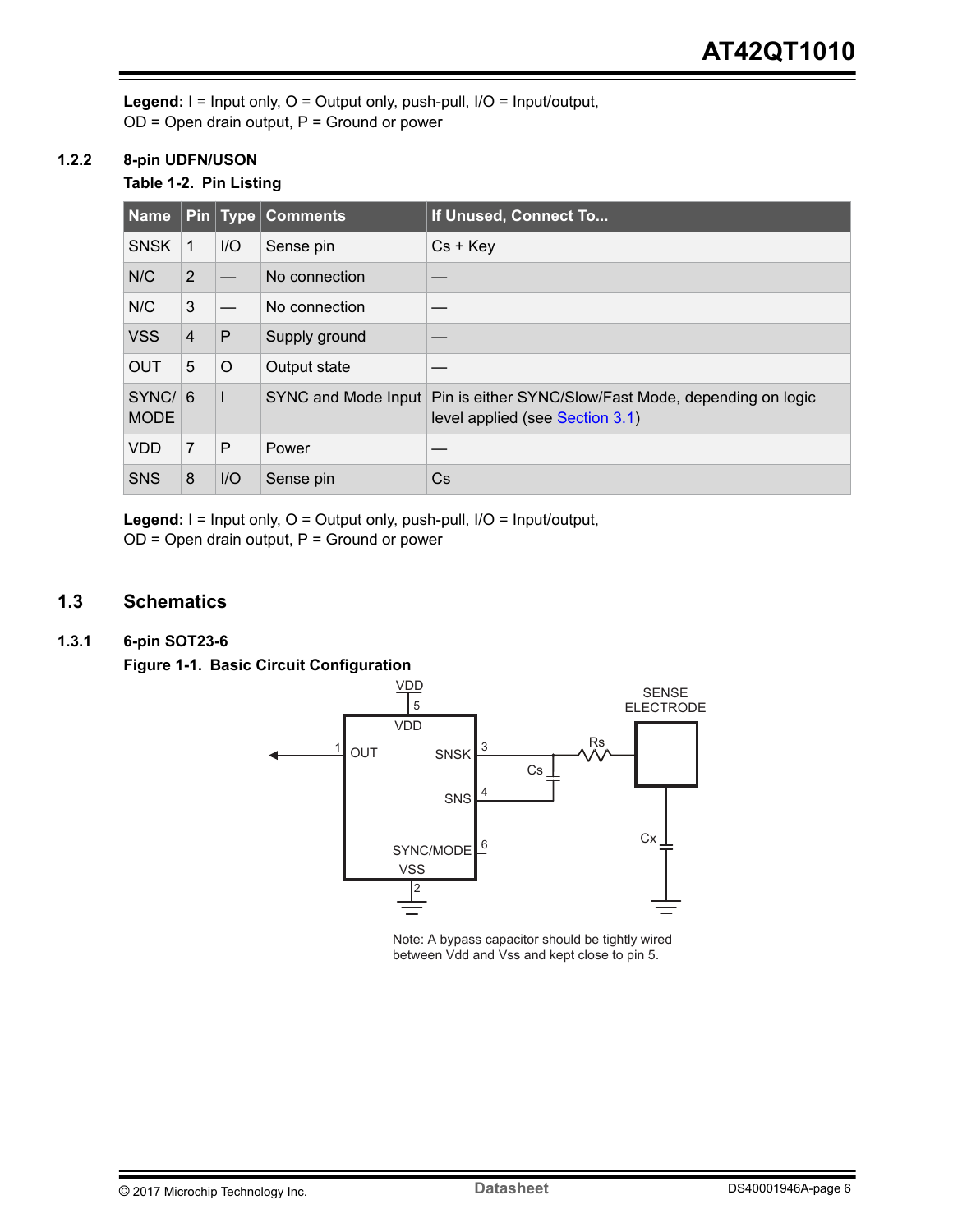**Legend:** I = Input only, O = Output only, push-pull, I/O = Input/output, OD = Open drain output, P = Ground or power

### 1.2.2 8-pin UDFN/USON

**Table 1-2. Pin Listing**

| Name | Pin | Type | Comments | If Unused, Connect To... |
|---|---|---|---|---|
| SNSK | 1 | I/O | Sense pin | Cs + Key |
| N/C | 2 | — | No connection | — |
| N/C | 3 | — | No connection | — |
| VSS | 4 | P | Supply ground | — |
| OUT | 5 | O | Output state | — |
| SYNC/ MODE | 6 | I | SYNC and Mode Input | Pin is either SYNC/Slow/Fast Mode, depending on logic level applied (see Section 3.1) |
| VDD | 7 | P | Power | — |
| SNS | 8 | I/O | Sense pin | Cs |

**Legend:** I = Input only, O = Output only, push-pull, I/O = Input/output, OD = Open drain output, P = Ground or power

## 1.3 Schematics

### 1.3.1 6-pin SOT23-6

**Figure 1-1. Basic Circuit Configuration**

Note: A bypass capacitor should be tightly wired between Vdd and Vss and kept close to pin 5.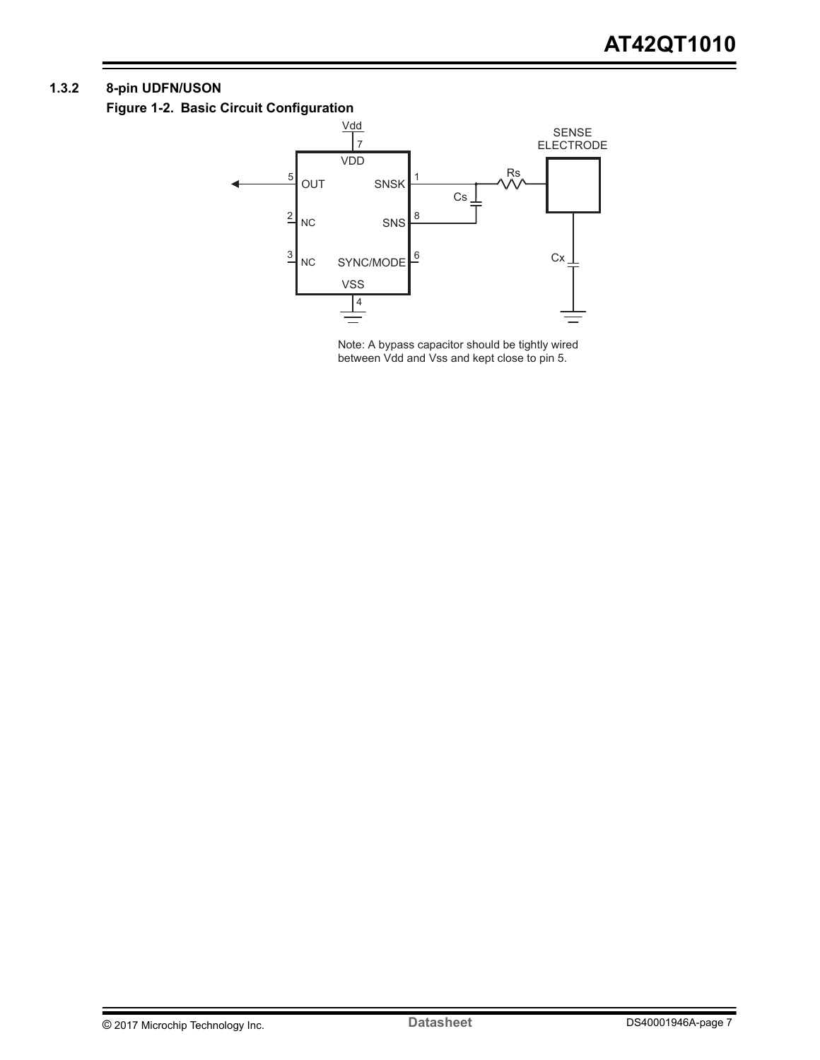### 1.3.2 8-pin UDFN/USON

**Figure 1-2. Basic Circuit Configuration**

Note: A bypass capacitor should be tightly wired between Vdd and Vss and kept close to pin 5.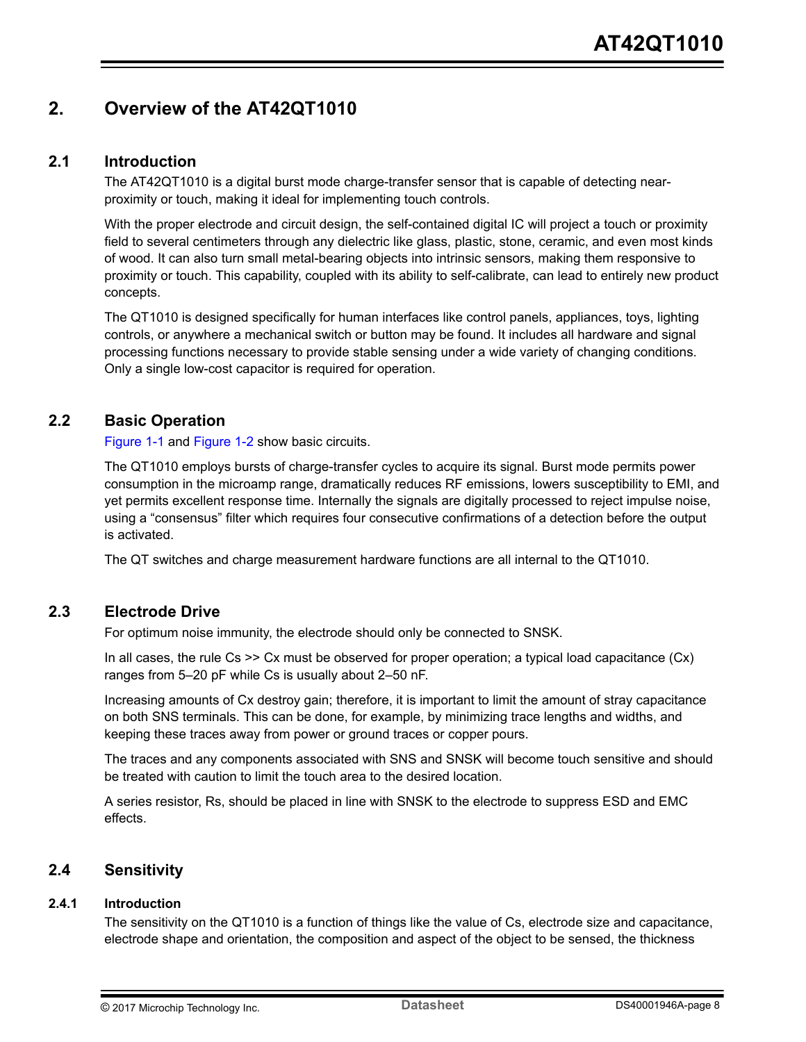## 2. Overview of the AT42QT1010

### 2.1 Introduction

The AT42QT1010 is a digital burst mode charge-transfer sensor that is capable of detecting near-proximity or touch, making it ideal for implementing touch controls.

With the proper electrode and circuit design, the self-contained digital IC will project a touch or proximity field to several centimeters through any dielectric like glass, plastic, stone, ceramic, and even most kinds of wood. It can also turn small metal-bearing objects into intrinsic sensors, making them responsive to proximity or touch. This capability, coupled with its ability to self-calibrate, can lead to entirely new product concepts.

The QT1010 is designed specifically for human interfaces like control panels, appliances, toys, lighting controls, or anywhere a mechanical switch or button may be found. It includes all hardware and signal processing functions necessary to provide stable sensing under a wide variety of changing conditions. Only a single low-cost capacitor is required for operation.

### 2.2 Basic Operation

Figure 1-1 and Figure 1-2 show basic circuits.

The QT1010 employs bursts of charge-transfer cycles to acquire its signal. Burst mode permits power consumption in the microamp range, dramatically reduces RF emissions, lowers susceptibility to EMI, and yet permits excellent response time. Internally the signals are digitally processed to reject impulse noise, using a "consensus" filter which requires four consecutive confirmations of a detection before the output is activated.

The QT switches and charge measurement hardware functions are all internal to the QT1010.

### 2.3 Electrode Drive

For optimum noise immunity, the electrode should only be connected to SNSK.

In all cases, the rule Cs >> Cx must be observed for proper operation; a typical load capacitance (Cx) ranges from 5–20 pF while Cs is usually about 2–50 nF.

Increasing amounts of Cx destroy gain; therefore, it is important to limit the amount of stray capacitance on both SNS terminals. This can be done, for example, by minimizing trace lengths and widths, and keeping these traces away from power or ground traces or copper pours.

The traces and any components associated with SNS and SNSK will become touch sensitive and should be treated with caution to limit the touch area to the desired location.

A series resistor, Rs, should be placed in line with SNSK to the electrode to suppress ESD and EMC effects.

### 2.4 Sensitivity

#### 2.4.1 Introduction

The sensitivity on the QT1010 is a function of things like the value of Cs, electrode size and capacitance, electrode shape and orientation, the composition and aspect of the object to be sensed, the thickness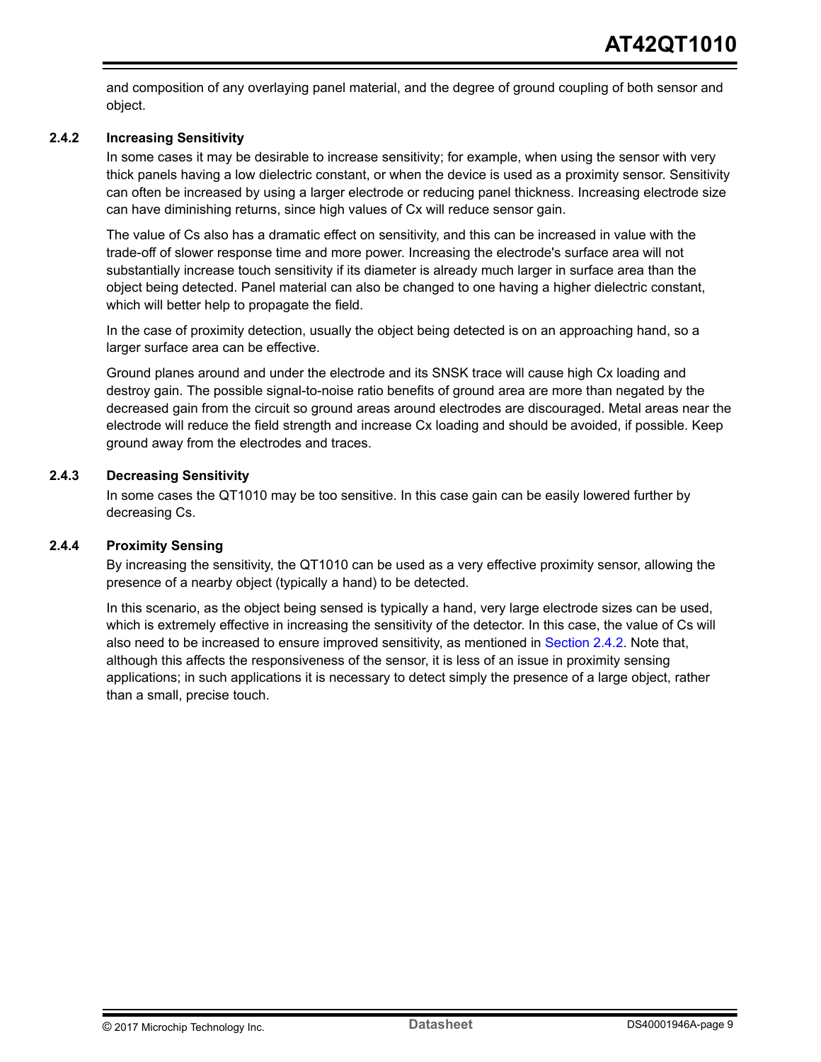and composition of any overlaying panel material, and the degree of ground coupling of both sensor and object.

### 2.4.2 Increasing Sensitivity

In some cases it may be desirable to increase sensitivity; for example, when using the sensor with very thick panels having a low dielectric constant, or when the device is used as a proximity sensor. Sensitivity can often be increased by using a larger electrode or reducing panel thickness. Increasing electrode size can have diminishing returns, since high values of Cx will reduce sensor gain.

The value of Cs also has a dramatic effect on sensitivity, and this can be increased in value with the trade-off of slower response time and more power. Increasing the electrode's surface area will not substantially increase touch sensitivity if its diameter is already much larger in surface area than the object being detected. Panel material can also be changed to one having a higher dielectric constant, which will better help to propagate the field.

In the case of proximity detection, usually the object being detected is on an approaching hand, so a larger surface area can be effective.

Ground planes around and under the electrode and its SNSK trace will cause high Cx loading and destroy gain. The possible signal-to-noise ratio benefits of ground area are more than negated by the decreased gain from the circuit so ground areas around electrodes are discouraged. Metal areas near the electrode will reduce the field strength and increase Cx loading and should be avoided, if possible. Keep ground away from the electrodes and traces.

### 2.4.3 Decreasing Sensitivity

In some cases the QT1010 may be too sensitive. In this case gain can be easily lowered further by decreasing Cs.

### 2.4.4 Proximity Sensing

By increasing the sensitivity, the QT1010 can be used as a very effective proximity sensor, allowing the presence of a nearby object (typically a hand) to be detected.

In this scenario, as the object being sensed is typically a hand, very large electrode sizes can be used, which is extremely effective in increasing the sensitivity of the detector. In this case, the value of Cs will also need to be increased to ensure improved sensitivity, as mentioned in Section 2.4.2. Note that, although this affects the responsiveness of the sensor, it is less of an issue in proximity sensing applications; in such applications it is necessary to detect simply the presence of a large object, rather than a small, precise touch.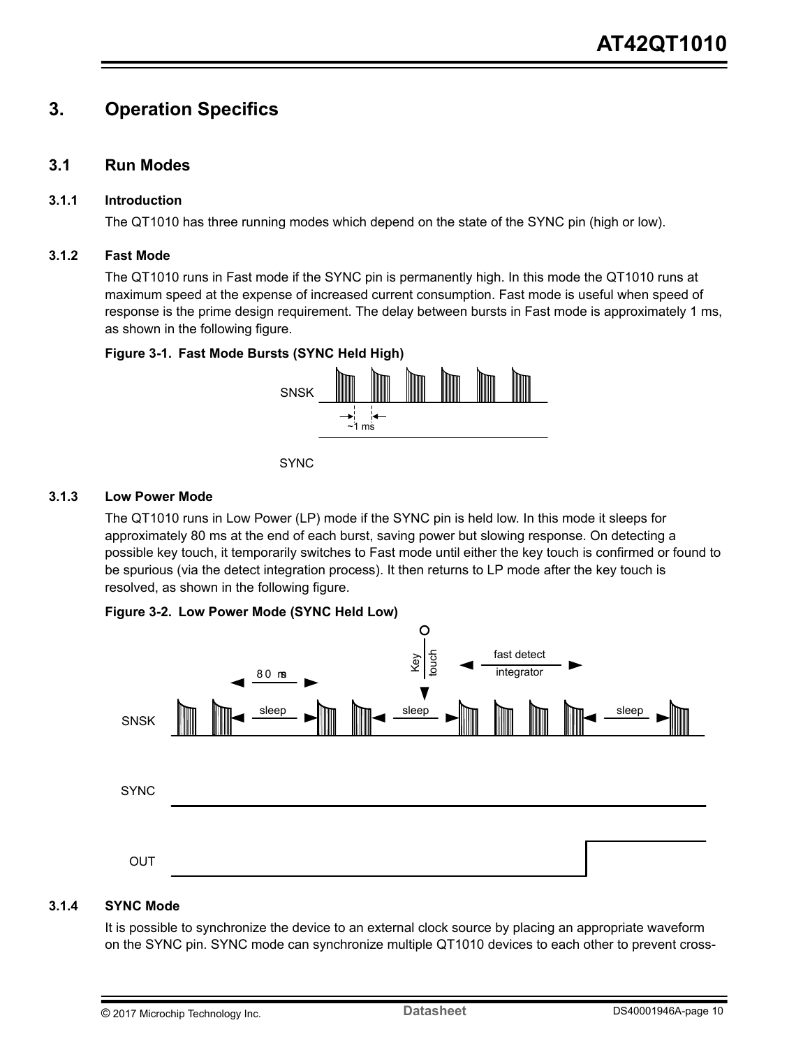# 3. Operation Specifics

## 3.1 Run Modes

### 3.1.1 Introduction

The QT1010 has three running modes which depend on the state of the SYNC pin (high or low).

### 3.1.2 Fast Mode

The QT1010 runs in Fast mode if the SYNC pin is permanently high. In this mode the QT1010 runs at maximum speed at the expense of increased current consumption. Fast mode is useful when speed of response is the prime design requirement. The delay between bursts in Fast mode is approximately 1 ms, as shown in the following figure.

**Figure 3-1. Fast Mode Bursts (SYNC Held High)**

### 3.1.3 Low Power Mode

The QT1010 runs in Low Power (LP) mode if the SYNC pin is held low. In this mode it sleeps for approximately 80 ms at the end of each burst, saving power but slowing response. On detecting a possible key touch, it temporarily switches to Fast mode until either the key touch is confirmed or found to be spurious (via the detect integration process). It then returns to LP mode after the key touch is resolved, as shown in the following figure.

**Figure 3-2. Low Power Mode (SYNC Held Low)**

### 3.1.4 SYNC Mode

It is possible to synchronize the device to an external clock source by placing an appropriate waveform on the SYNC pin. SYNC mode can synchronize multiple QT1010 devices to each other to prevent cross-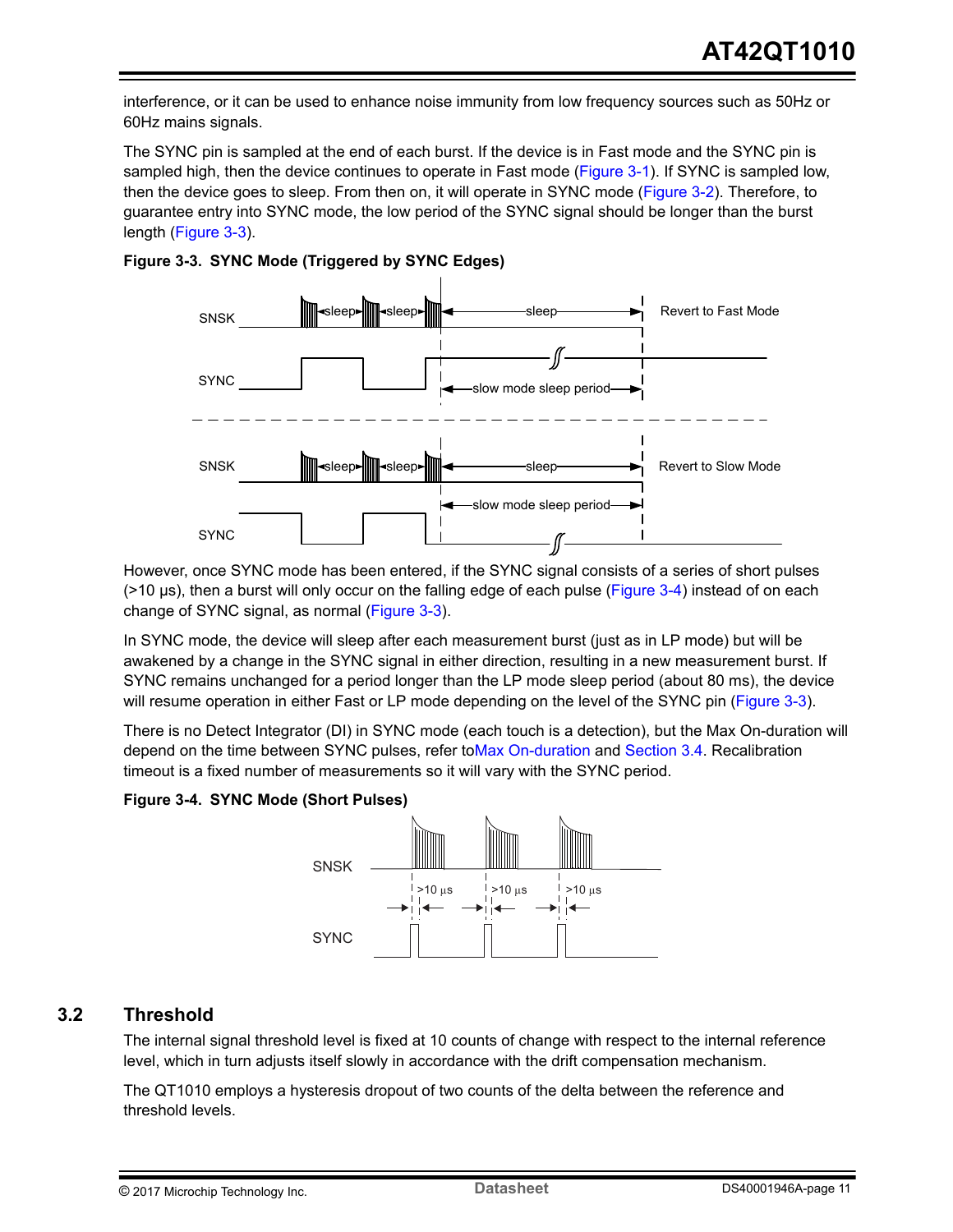interference, or it can be used to enhance noise immunity from low frequency sources such as 50Hz or 60Hz mains signals.

The SYNC pin is sampled at the end of each burst. If the device is in Fast mode and the SYNC pin is sampled high, then the device continues to operate in Fast mode (Figure 3-1). If SYNC is sampled low, then the device goes to sleep. From then on, it will operate in SYNC mode (Figure 3-2). Therefore, to guarantee entry into SYNC mode, the low period of the SYNC signal should be longer than the burst length (Figure 3-3).

**Figure 3-3. SYNC Mode (Triggered by SYNC Edges)**

However, once SYNC mode has been entered, if the SYNC signal consists of a series of short pulses (>10 µs), then a burst will only occur on the falling edge of each pulse (Figure 3-4) instead of on each change of SYNC signal, as normal (Figure 3-3).

In SYNC mode, the device will sleep after each measurement burst (just as in LP mode) but will be awakened by a change in the SYNC signal in either direction, resulting in a new measurement burst. If SYNC remains unchanged for a period longer than the LP mode sleep period (about 80 ms), the device will resume operation in either Fast or LP mode depending on the level of the SYNC pin (Figure 3-3).

There is no Detect Integrator (DI) in SYNC mode (each touch is a detection), but the Max On-duration will depend on the time between SYNC pulses, refer toMax On-duration and Section 3.4. Recalibration timeout is a fixed number of measurements so it will vary with the SYNC period.

**Figure 3-4. SYNC Mode (Short Pulses)**

## 3.2 Threshold

The internal signal threshold level is fixed at 10 counts of change with respect to the internal reference level, which in turn adjusts itself slowly in accordance with the drift compensation mechanism.

The QT1010 employs a hysteresis dropout of two counts of the delta between the reference and threshold levels.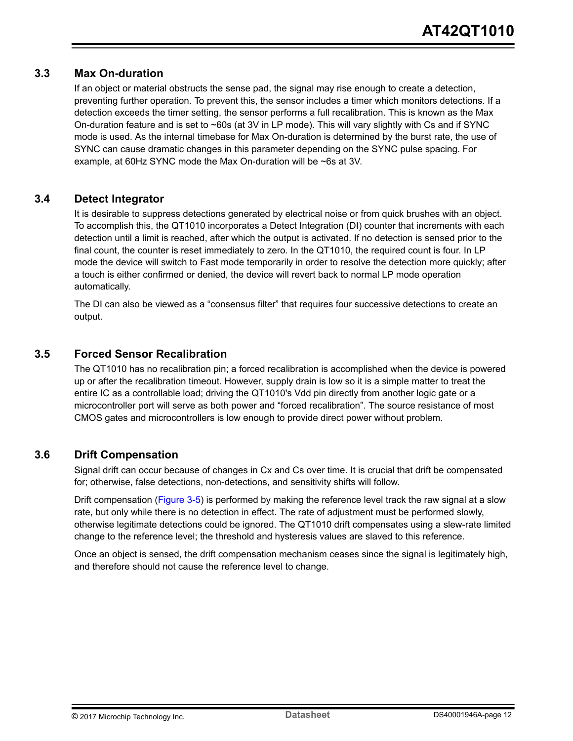### 3.3 Max On-duration

If an object or material obstructs the sense pad, the signal may rise enough to create a detection, preventing further operation. To prevent this, the sensor includes a timer which monitors detections. If a detection exceeds the timer setting, the sensor performs a full recalibration. This is known as the Max On-duration feature and is set to ~60s (at 3V in LP mode). This will vary slightly with Cs and if SYNC mode is used. As the internal timebase for Max On-duration is determined by the burst rate, the use of SYNC can cause dramatic changes in this parameter depending on the SYNC pulse spacing. For example, at 60Hz SYNC mode the Max On-duration will be ~6s at 3V.

### 3.4 Detect Integrator

It is desirable to suppress detections generated by electrical noise or from quick brushes with an object. To accomplish this, the QT1010 incorporates a Detect Integration (DI) counter that increments with each detection until a limit is reached, after which the output is activated. If no detection is sensed prior to the final count, the counter is reset immediately to zero. In the QT1010, the required count is four. In LP mode the device will switch to Fast mode temporarily in order to resolve the detection more quickly; after a touch is either confirmed or denied, the device will revert back to normal LP mode operation automatically.

The DI can also be viewed as a “consensus filter” that requires four successive detections to create an output.

### 3.5 Forced Sensor Recalibration

The QT1010 has no recalibration pin; a forced recalibration is accomplished when the device is powered up or after the recalibration timeout. However, supply drain is low so it is a simple matter to treat the entire IC as a controllable load; driving the QT1010's Vdd pin directly from another logic gate or a microcontroller port will serve as both power and “forced recalibration”. The source resistance of most CMOS gates and microcontrollers is low enough to provide direct power without problem.

### 3.6 Drift Compensation

Signal drift can occur because of changes in Cx and Cs over time. It is crucial that drift be compensated for; otherwise, false detections, non-detections, and sensitivity shifts will follow.

Drift compensation (Figure 3-5) is performed by making the reference level track the raw signal at a slow rate, but only while there is no detection in effect. The rate of adjustment must be performed slowly, otherwise legitimate detections could be ignored. The QT1010 drift compensates using a slew-rate limited change to the reference level; the threshold and hysteresis values are slaved to this reference.

Once an object is sensed, the drift compensation mechanism ceases since the signal is legitimately high, and therefore should not cause the reference level to change.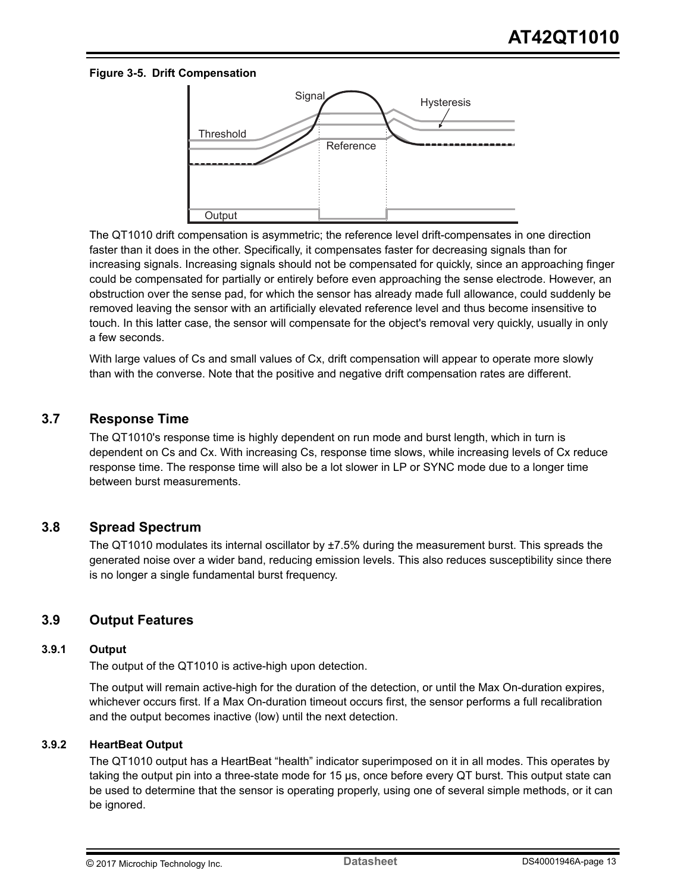**Figure 3-5. Drift Compensation**

The QT1010 drift compensation is asymmetric; the reference level drift-compensates in one direction faster than it does in the other. Specifically, it compensates faster for decreasing signals than for increasing signals. Increasing signals should not be compensated for quickly, since an approaching finger could be compensated for partially or entirely before even approaching the sense electrode. However, an obstruction over the sense pad, for which the sensor has already made full allowance, could suddenly be removed leaving the sensor with an artificially elevated reference level and thus become insensitive to touch. In this latter case, the sensor will compensate for the object's removal very quickly, usually in only a few seconds.

With large values of Cs and small values of Cx, drift compensation will appear to operate more slowly than with the converse. Note that the positive and negative drift compensation rates are different.

## 3.7 Response Time

The QT1010's response time is highly dependent on run mode and burst length, which in turn is dependent on Cs and Cx. With increasing Cs, response time slows, while increasing levels of Cx reduce response time. The response time will also be a lot slower in LP or SYNC mode due to a longer time between burst measurements.

## 3.8 Spread Spectrum

The QT1010 modulates its internal oscillator by ±7.5% during the measurement burst. This spreads the generated noise over a wider band, reducing emission levels. This also reduces susceptibility since there is no longer a single fundamental burst frequency.

## 3.9 Output Features

### 3.9.1 Output

The output of the QT1010 is active-high upon detection.

The output will remain active-high for the duration of the detection, or until the Max On-duration expires, whichever occurs first. If a Max On-duration timeout occurs first, the sensor performs a full recalibration and the output becomes inactive (low) until the next detection.

### 3.9.2 HeartBeat Output

The QT1010 output has a HeartBeat “health” indicator superimposed on it in all modes. This operates by taking the output pin into a three-state mode for 15 µs, once before every QT burst. This output state can be used to determine that the sensor is operating properly, using one of several simple methods, or it can be ignored.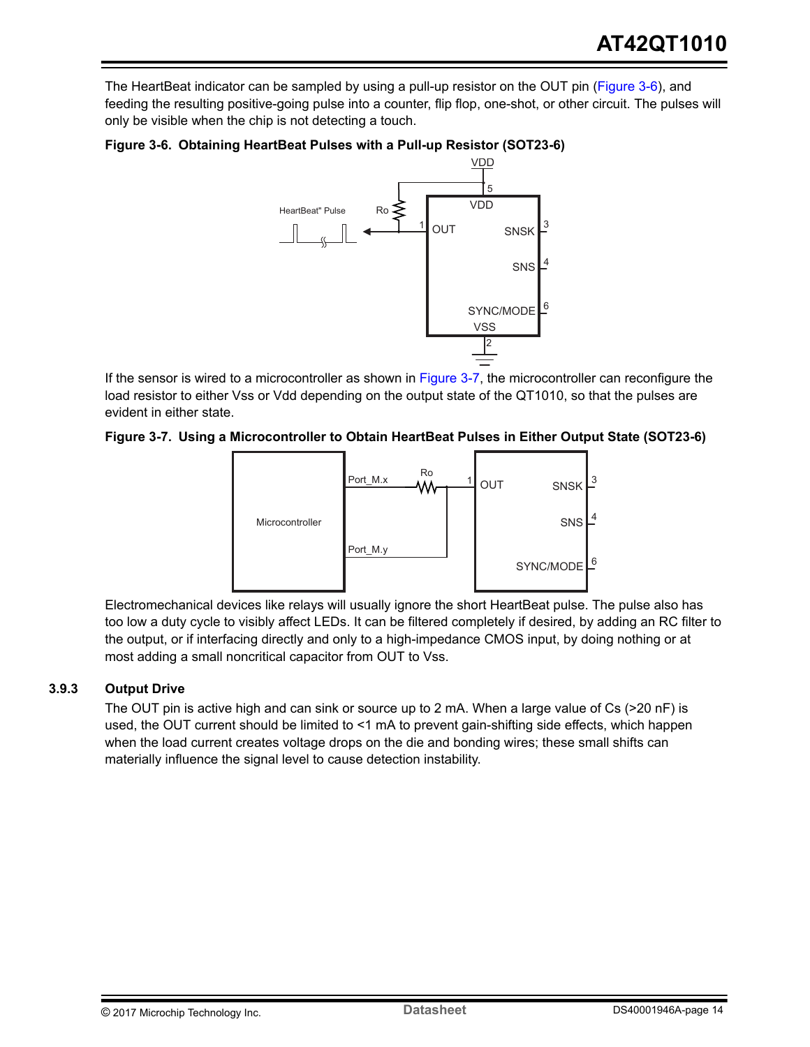The HeartBeat indicator can be sampled by using a pull-up resistor on the OUT pin (Figure 3-6), and feeding the resulting positive-going pulse into a counter, flip flop, one-shot, or other circuit. The pulses will only be visible when the chip is not detecting a touch.

**Figure 3-6. Obtaining HeartBeat Pulses with a Pull-up Resistor (SOT23-6)**

If the sensor is wired to a microcontroller as shown in Figure 3-7, the microcontroller can reconfigure the load resistor to either Vss or Vdd depending on the output state of the QT1010, so that the pulses are evident in either state.

**Figure 3-7. Using a Microcontroller to Obtain HeartBeat Pulses in Either Output State (SOT23-6)**

Electromechanical devices like relays will usually ignore the short HeartBeat pulse. The pulse also has too low a duty cycle to visibly affect LEDs. It can be filtered completely if desired, by adding an RC filter to the output, or if interfacing directly and only to a high-impedance CMOS input, by doing nothing or at most adding a small noncritical capacitor from OUT to Vss.

### 3.9.3 Output Drive

The OUT pin is active high and can sink or source up to 2 mA. When a large value of Cs (>20 nF) is used, the OUT current should be limited to <1 mA to prevent gain-shifting side effects, which happen when the load current creates voltage drops on the die and bonding wires; these small shifts can materially influence the signal level to cause detection instability.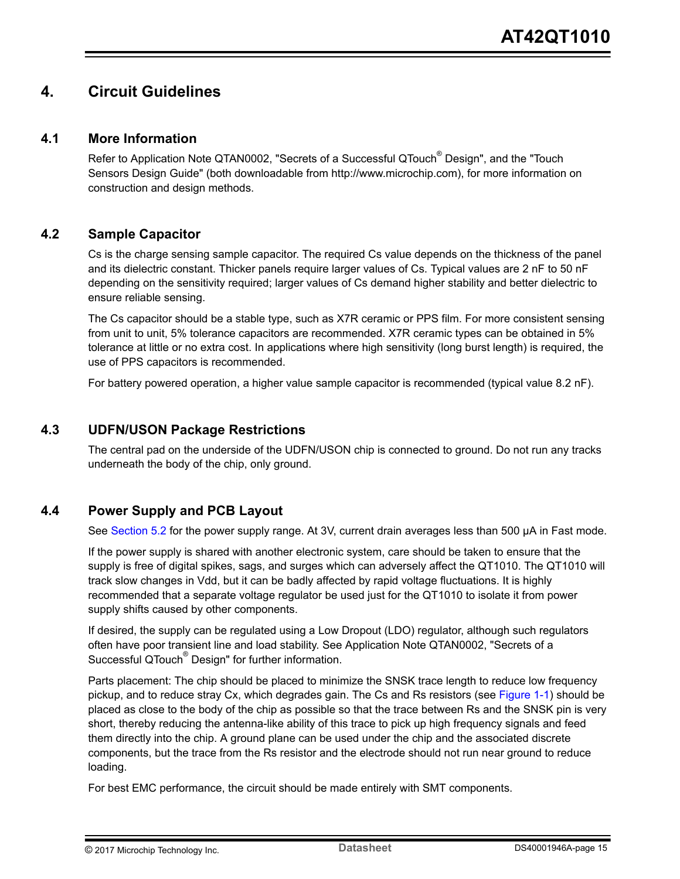# 4. Circuit Guidelines

## 4.1 More Information

Refer to Application Note QTAN0002, "Secrets of a Successful QTouch® Design", and the "Touch Sensors Design Guide" (both downloadable from http://www.microchip.com), for more information on construction and design methods.

## 4.2 Sample Capacitor

Cs is the charge sensing sample capacitor. The required Cs value depends on the thickness of the panel and its dielectric constant. Thicker panels require larger values of Cs. Typical values are 2 nF to 50 nF depending on the sensitivity required; larger values of Cs demand higher stability and better dielectric to ensure reliable sensing.

The Cs capacitor should be a stable type, such as X7R ceramic or PPS film. For more consistent sensing from unit to unit, 5% tolerance capacitors are recommended. X7R ceramic types can be obtained in 5% tolerance at little or no extra cost. In applications where high sensitivity (long burst length) is required, the use of PPS capacitors is recommended.

For battery powered operation, a higher value sample capacitor is recommended (typical value 8.2 nF).

## 4.3 UDFN/USON Package Restrictions

The central pad on the underside of the UDFN/USON chip is connected to ground. Do not run any tracks underneath the body of the chip, only ground.

## 4.4 Power Supply and PCB Layout

See Section 5.2 for the power supply range. At 3V, current drain averages less than 500 µA in Fast mode.

If the power supply is shared with another electronic system, care should be taken to ensure that the supply is free of digital spikes, sags, and surges which can adversely affect the QT1010. The QT1010 will track slow changes in Vdd, but it can be badly affected by rapid voltage fluctuations. It is highly recommended that a separate voltage regulator be used just for the QT1010 to isolate it from power supply shifts caused by other components.

If desired, the supply can be regulated using a Low Dropout (LDO) regulator, although such regulators often have poor transient line and load stability. See Application Note QTAN0002, "Secrets of a Successful QTouch® Design" for further information.

Parts placement: The chip should be placed to minimize the SNSK trace length to reduce low frequency pickup, and to reduce stray Cx, which degrades gain. The Cs and Rs resistors (see Figure 1-1) should be placed as close to the body of the chip as possible so that the trace between Rs and the SNSK pin is very short, thereby reducing the antenna-like ability of this trace to pick up high frequency signals and feed them directly into the chip. A ground plane can be used under the chip and the associated discrete components, but the trace from the Rs resistor and the electrode should not run near ground to reduce loading.

For best EMC performance, the circuit should be made entirely with SMT components.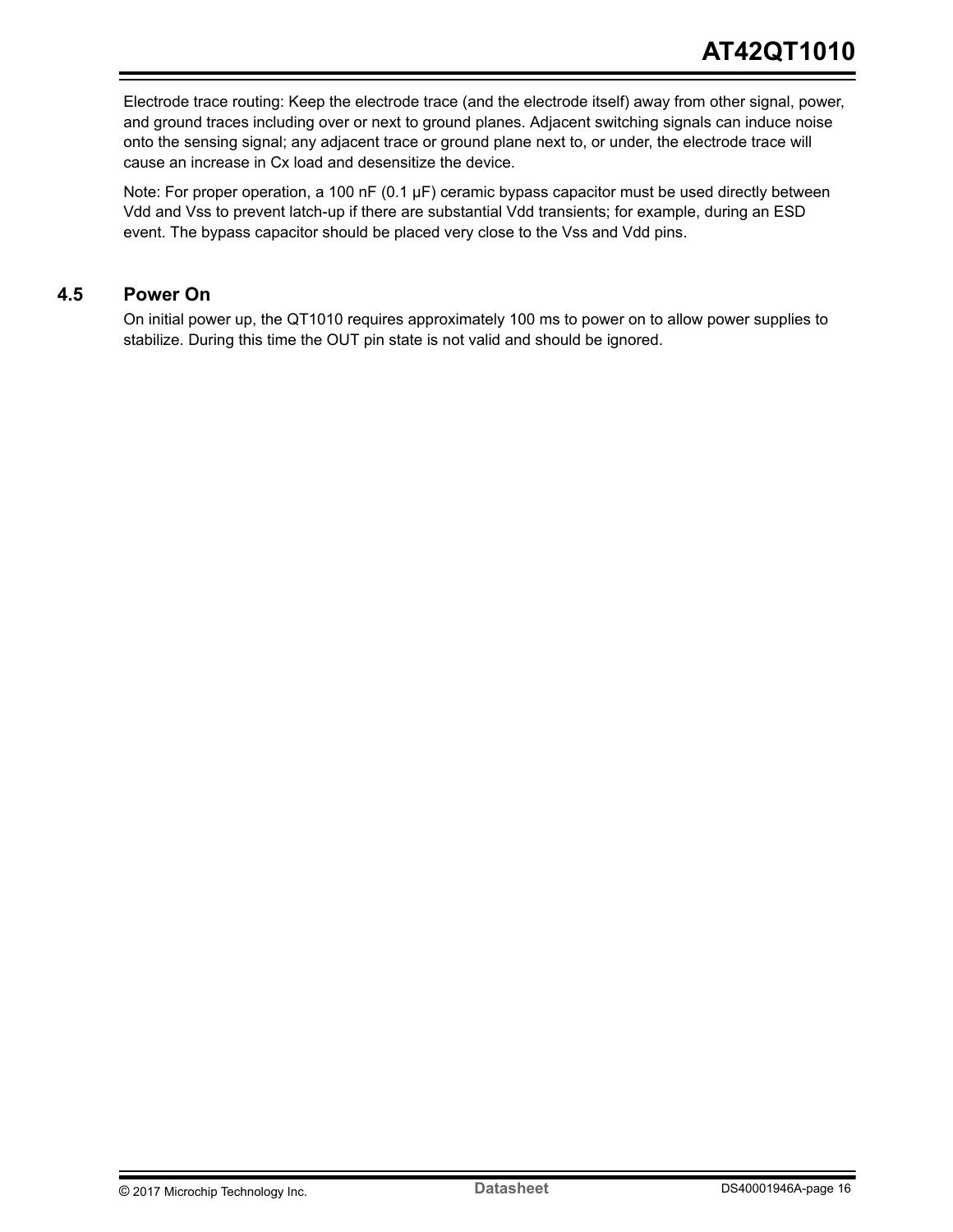Electrode trace routing: Keep the electrode trace (and the electrode itself) away from other signal, power, and ground traces including over or next to ground planes. Adjacent switching signals can induce noise onto the sensing signal; any adjacent trace or ground plane next to, or under, the electrode trace will cause an increase in Cx load and desensitize the device.

Note: For proper operation, a 100 nF (0.1 µF) ceramic bypass capacitor must be used directly between Vdd and Vss to prevent latch-up if there are substantial Vdd transients; for example, during an ESD event. The bypass capacitor should be placed very close to the Vss and Vdd pins.

## 4.5 Power On

On initial power up, the QT1010 requires approximately 100 ms to power on to allow power supplies to stabilize. During this time the OUT pin state is not valid and should be ignored.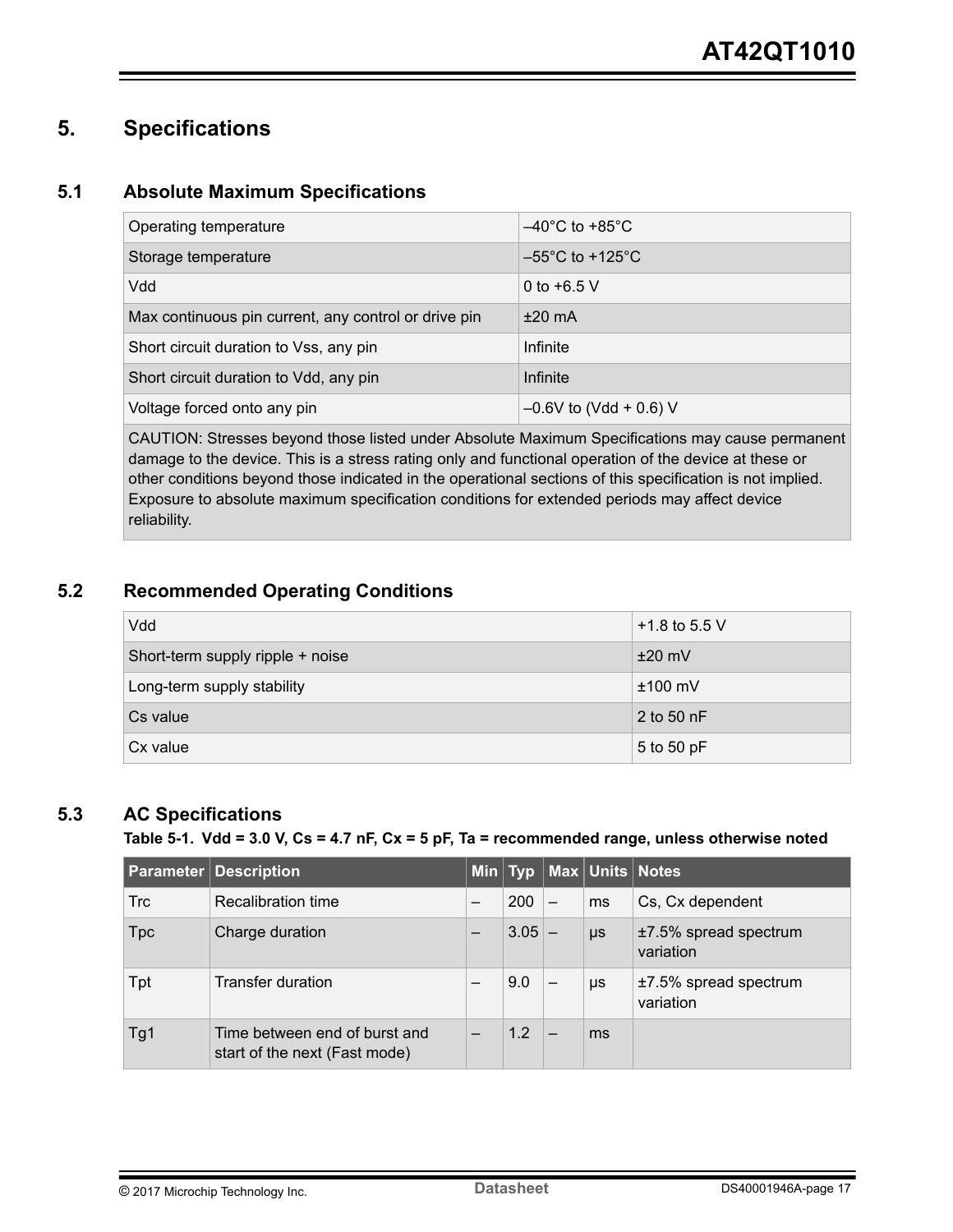// 5. Specifications

## 5.1 Absolute Maximum Specifications

| | |
|---|---|
| Operating temperature | –40°C to +85°C |
| Storage temperature | –55°C to +125°C |
| Vdd | 0 to +6.5 V |
| Max continuous pin current, any control or drive pin | ±20 mA |
| Short circuit duration to Vss, any pin | Infinite |
| Short circuit duration to Vdd, any pin | Infinite |
| Voltage forced onto any pin | –0.6V to (Vdd + 0.6) V |
| CAUTION: Stresses beyond those listed under Absolute Maximum Specifications may cause permanent damage to the device. This is a stress rating only and functional operation of the device at these or other conditions beyond those indicated in the operational sections of this specification is not implied. Exposure to absolute maximum specification conditions for extended periods may affect device reliability. | |

## 5.2 Recommended Operating Conditions

| | |
|---|---|
| Vdd | +1.8 to 5.5 V |
| Short-term supply ripple + noise | ±20 mV |
| Long-term supply stability | ±100 mV |
| Cs value | 2 to 50 nF |
| Cx value | 5 to 50 pF |

## 5.3 AC Specifications

**Table 5-1. Vdd = 3.0 V, Cs = 4.7 nF, Cx = 5 pF, Ta = recommended range, unless otherwise noted**

| Parameter | Description | Min | Typ | Max | Units | Notes |
|---|---|---|---|---|---|---|
| Trc | Recalibration time | – | 200 | – | ms | Cs, Cx dependent |
| Tpc | Charge duration | – | 3.05 | – | µs | ±7.5% spread spectrum variation |
| Tpt | Transfer duration | – | 9.0 | – | µs | ±7.5% spread spectrum variation |
| Tg1 | Time between end of burst and start of the next (Fast mode) | – | 1.2 | – | ms | |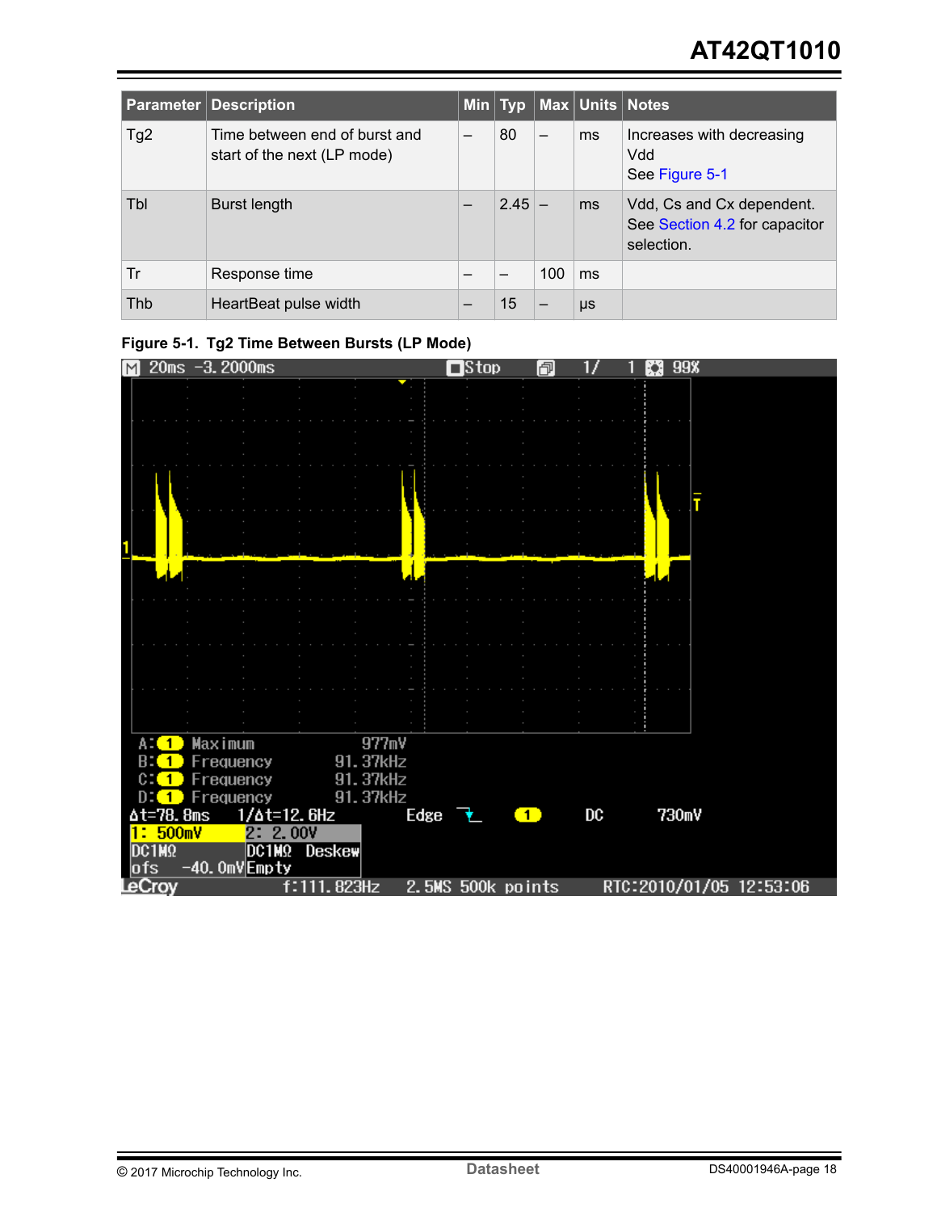| Parameter | Description | Min | Typ | Max | Units | Notes |
|---|---|---|---|---|---|---|
| Tg2 | Time between end of burst and start of the next (LP mode) | – | 80 | – | ms | Increases with decreasing Vdd<br>See Figure 5-1 |
| Tbl | Burst length | – | 2.45 | – | ms | Vdd, Cs and Cx dependent. See Section 4.2 for capacitor selection. |
| Tr | Response time | – | – | 100 | ms | |
| Thb | HeartBeat pulse width | – | 15 | – | μs | |

**Figure 5-1. Tg2 Time Between Bursts (LP Mode)**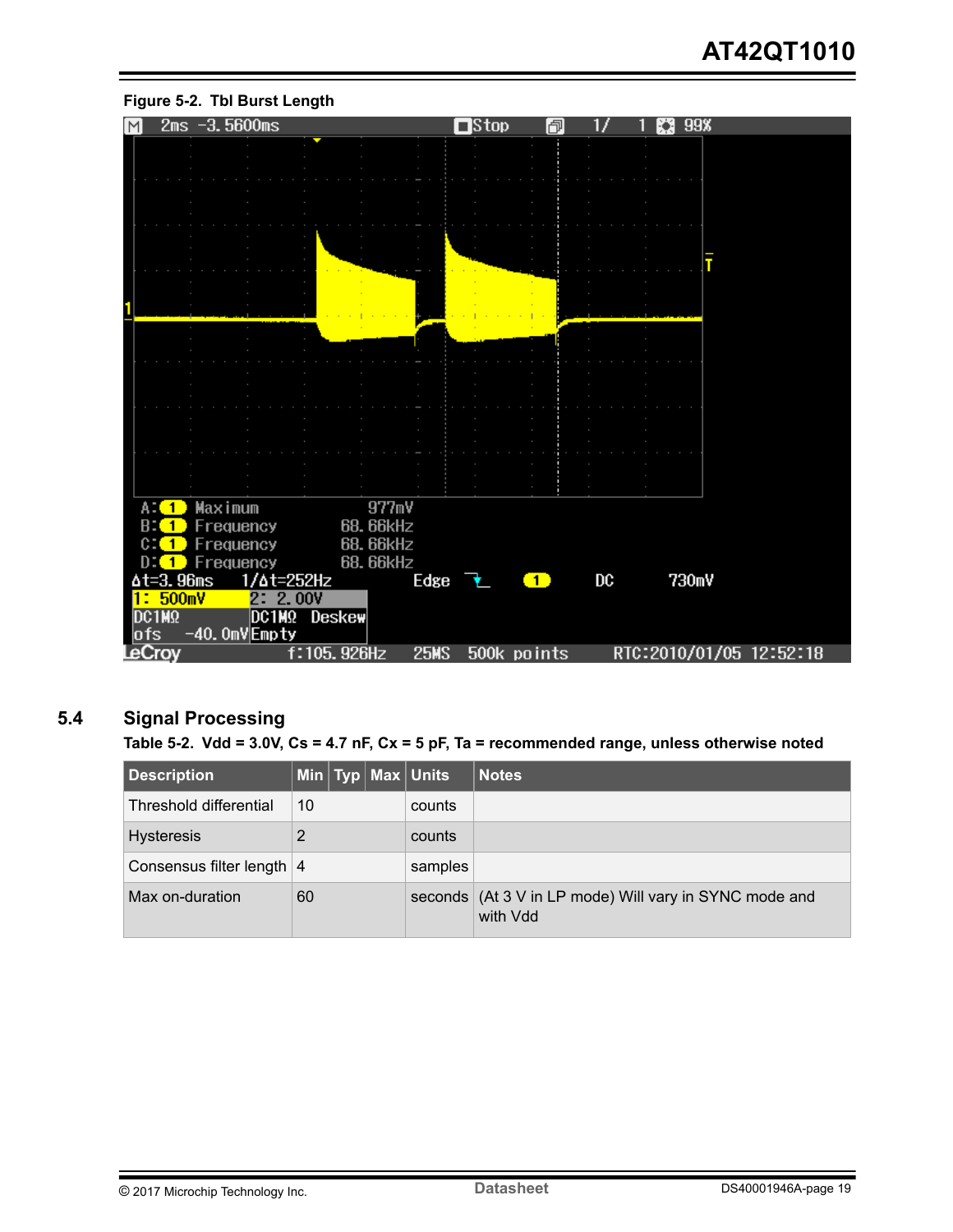**Figure 5-2. Tbl Burst Length**

## 5.4 Signal Processing

**Table 5-2. Vdd = 3.0V, Cs = 4.7 nF, Cx = 5 pF, Ta = recommended range, unless otherwise noted**

| Description | Min | Typ | Max | Units | Notes |
|---|---|---|---|---|---|
| Threshold differential | 10 | | | counts | |
| Hysteresis | 2 | | | counts | |
| Consensus filter length | 4 | | | samples | |
| Max on-duration | 60 | | | seconds | (At 3 V in LP mode) Will vary in SYNC mode and with Vdd |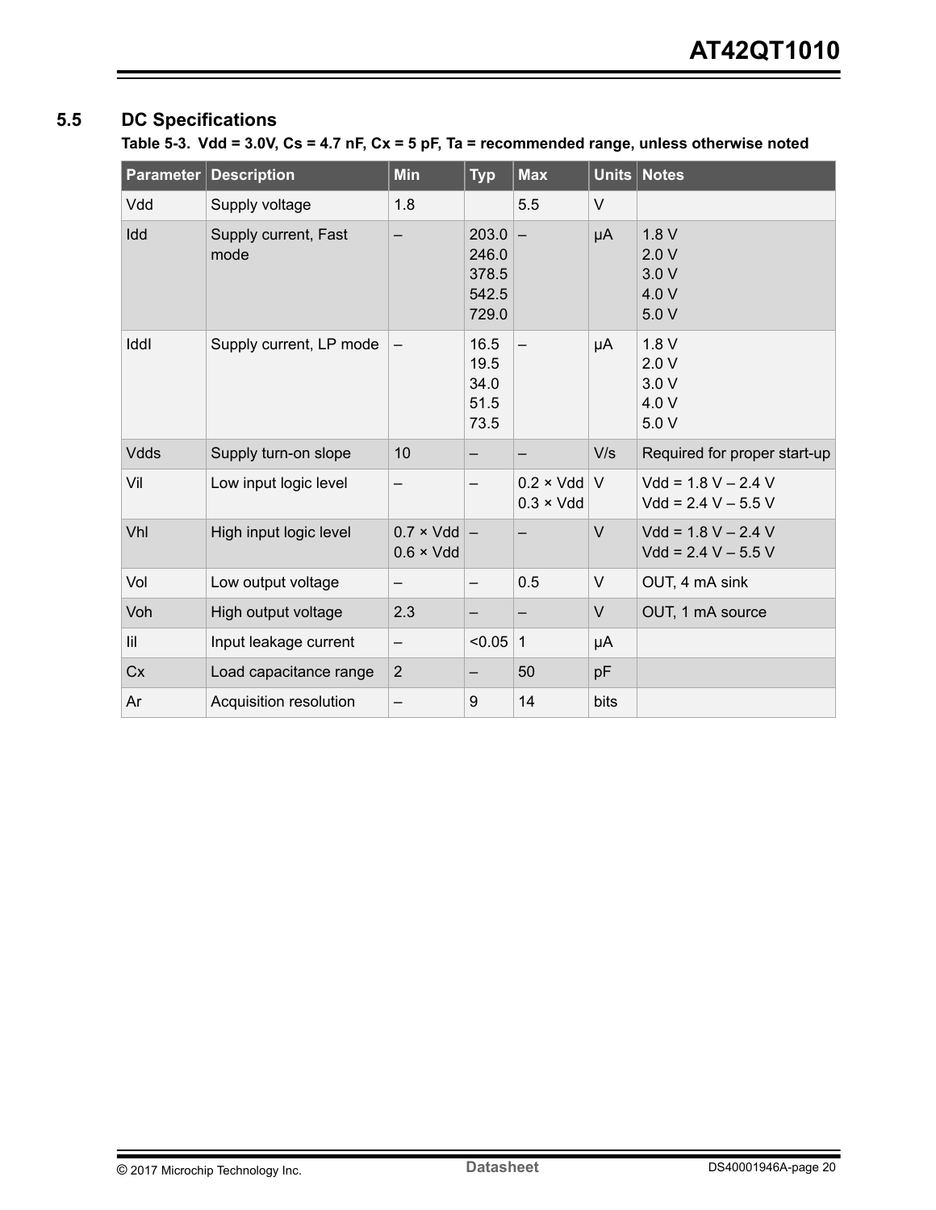## 5.5 DC Specifications

**Table 5-3. Vdd = 3.0V, Cs = 4.7 nF, Cx = 5 pF, Ta = recommended range, unless otherwise noted**

| Parameter | Description | Min | Typ | Max | Units | Notes |
|---|---|---|---|---|---|---|
| Vdd | Supply voltage | 1.8 | | 5.5 | V | |
| Idd | Supply current, Fast mode | – | 203.0<br>246.0<br>378.5<br>542.5<br>729.0 | – | µA | 1.8 V<br>2.0 V<br>3.0 V<br>4.0 V<br>5.0 V |
| Iddl | Supply current, LP mode | – | 16.5<br>19.5<br>34.0<br>51.5<br>73.5 | – | µA | 1.8 V<br>2.0 V<br>3.0 V<br>4.0 V<br>5.0 V |
| Vdds | Supply turn-on slope | 10 | – | – | V/s | Required for proper start-up |
| Vil | Low input logic level | – | – | 0.2 × Vdd<br>0.3 × Vdd | V | Vdd = 1.8 V – 2.4 V<br>Vdd = 2.4 V – 5.5 V |
| Vhl | High input logic level | 0.7 × Vdd<br>0.6 × Vdd | – | – | V | Vdd = 1.8 V – 2.4 V<br>Vdd = 2.4 V – 5.5 V |
| Vol | Low output voltage | – | – | 0.5 | V | OUT, 4 mA sink |
| Voh | High output voltage | 2.3 | – | – | V | OUT, 1 mA source |
| Iil | Input leakage current | – | <0.05 | 1 | µA | |
| Cx | Load capacitance range | 2 | – | 50 | pF | |
| Ar | Acquisition resolution | – | 9 | 14 | bits | |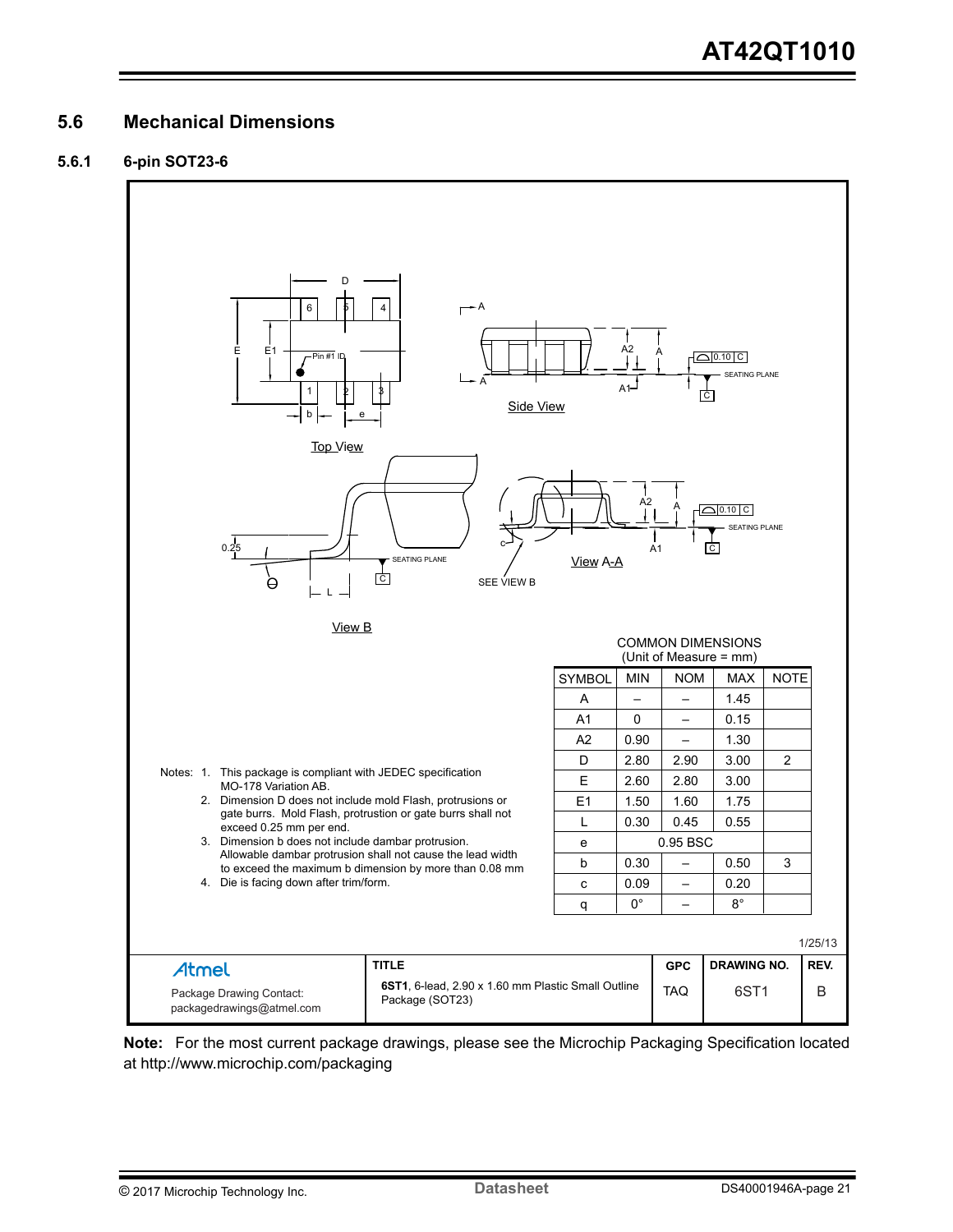## 5.6 Mechanical Dimensions

### 5.6.1 6-pin SOT23-6

Top View

Side View

View A-A

View B

SEE VIEW B

SEATING PLANE

COMMON DIMENSIONS
(Unit of Measure = mm)

| SYMBOL | MIN | NOM | MAX | NOTE |
|---|---|---|---|---|
| A | – | – | 1.45 | |
| A1 | 0 | – | 0.15 | |
| A2 | 0.90 | – | 1.30 | |
| D | 2.80 | 2.90 | 3.00 | 2 |
| E | 2.60 | 2.80 | 3.00 | |
| E1 | 1.50 | 1.60 | 1.75 | |
| L | 0.30 | 0.45 | 0.55 | |
| e | | 0.95 BSC | | |
| b | 0.30 | – | 0.50 | 3 |
| c | 0.09 | – | 0.20 | |
| q | 0° | – | 8° | |

Notes:
1. This package is compliant with JEDEC specification MO-178 Variation AB.
2. Dimension D does not include mold Flash, protrusions or gate burrs. Mold Flash, protrusion or gate burrs shall not exceed 0.25 mm per end.
3. Dimension b does not include dambar protrusion. Allowable dambar protrusion shall not cause the lead width to exceed the maximum b dimension by more than 0.08 mm
4. Die is facing down after trim/form.

1/25/13

| Atmel | TITLE | GPC | DRAWING NO. | REV. |
|---|---|---|---|---|
| Package Drawing Contact: packagedrawings@atmel.com | **6ST1**, 6-lead, 2.90 x 1.60 mm Plastic Small Outline Package (SOT23) | TAQ | 6ST1 | B |

**Note:** For the most current package drawings, please see the Microchip Packaging Specification located at http://www.microchip.com/packaging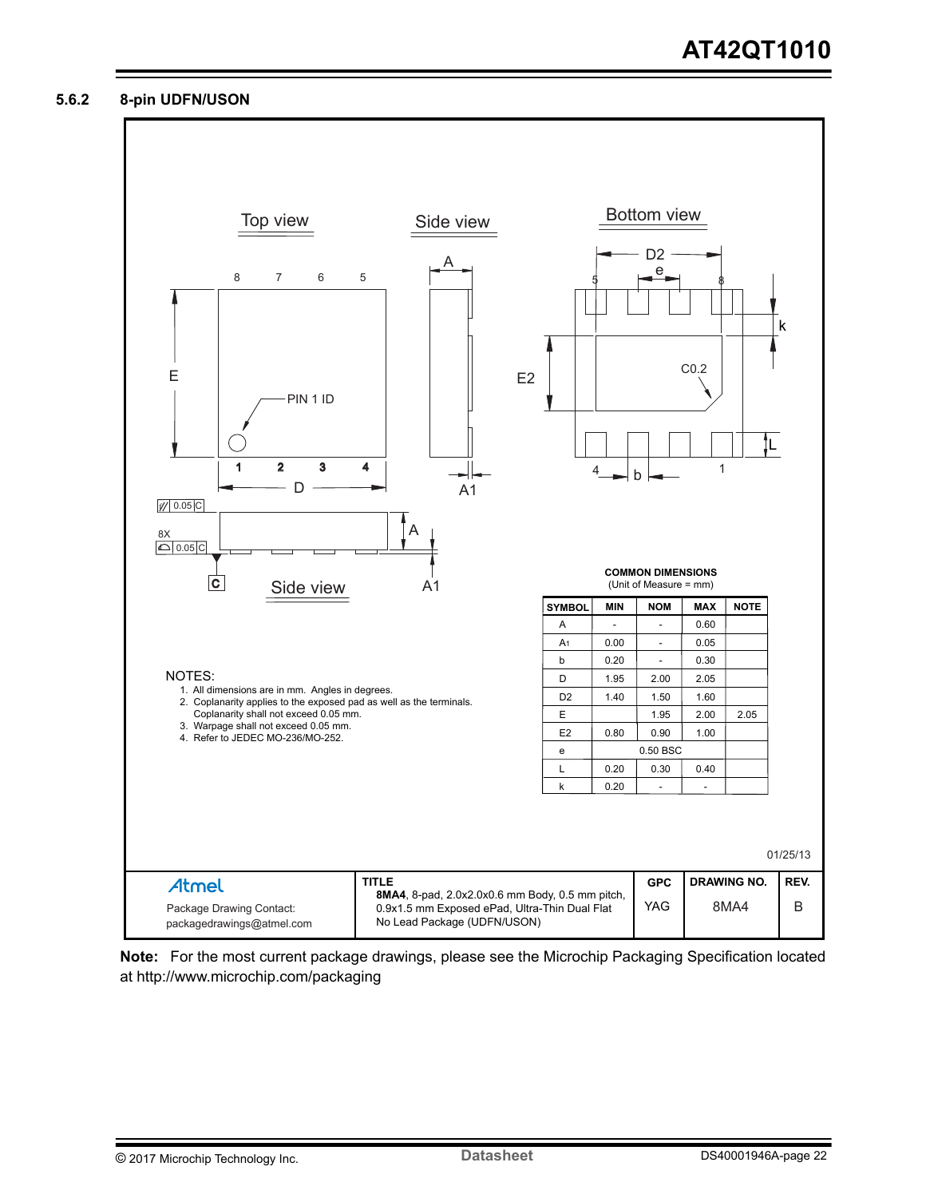### 5.6.2 8-pin UDFN/USON

Top view

Side view

Bottom view

NOTES:

1. All dimensions are in mm. Angles in degrees.
2. Coplanarity applies to the exposed pad as well as the terminals. Coplanarity shall not exceed 0.05 mm.
3. Warpage shall not exceed 0.05 mm.
4. Refer to JEDEC MO-236/MO-252.

**COMMON DIMENSIONS**
(Unit of Measure = mm)

| SYMBOL | MIN | NOM | MAX | NOTE |
|---|---|---|---|---|
| A | - | - | 0.60 | |
| $A_1$ | 0.00 | - | 0.05 | |
| b | 0.20 | - | 0.30 | |
| D | 1.95 | 2.00 | 2.05 | |
| D2 | 1.40 | 1.50 | 1.60 | |
| E | | 1.95 | 2.00 | 2.05 |
| E2 | 0.80 | 0.90 | 1.00 | |
| e | | 0.50 BSC | | |
| L | 0.20 | 0.30 | 0.40 | |
| k | 0.20 | - | - | |

01/25/13

| Atmel | TITLE | GPC | DRAWING NO. | REV. |
|---|---|---|---|---|
| Package Drawing Contact: packagedrawings@atmel.com | **8MA4**, 8-pad, 2.0x2.0x0.6 mm Body, 0.5 mm pitch, 0.9x1.5 mm Exposed ePad, Ultra-Thin Dual Flat No Lead Package (UDFN/USON) | YAG | 8MA4 | B |

**Note:** For the most current package drawings, please see the Microchip Packaging Specification located at http://www.microchip.com/packaging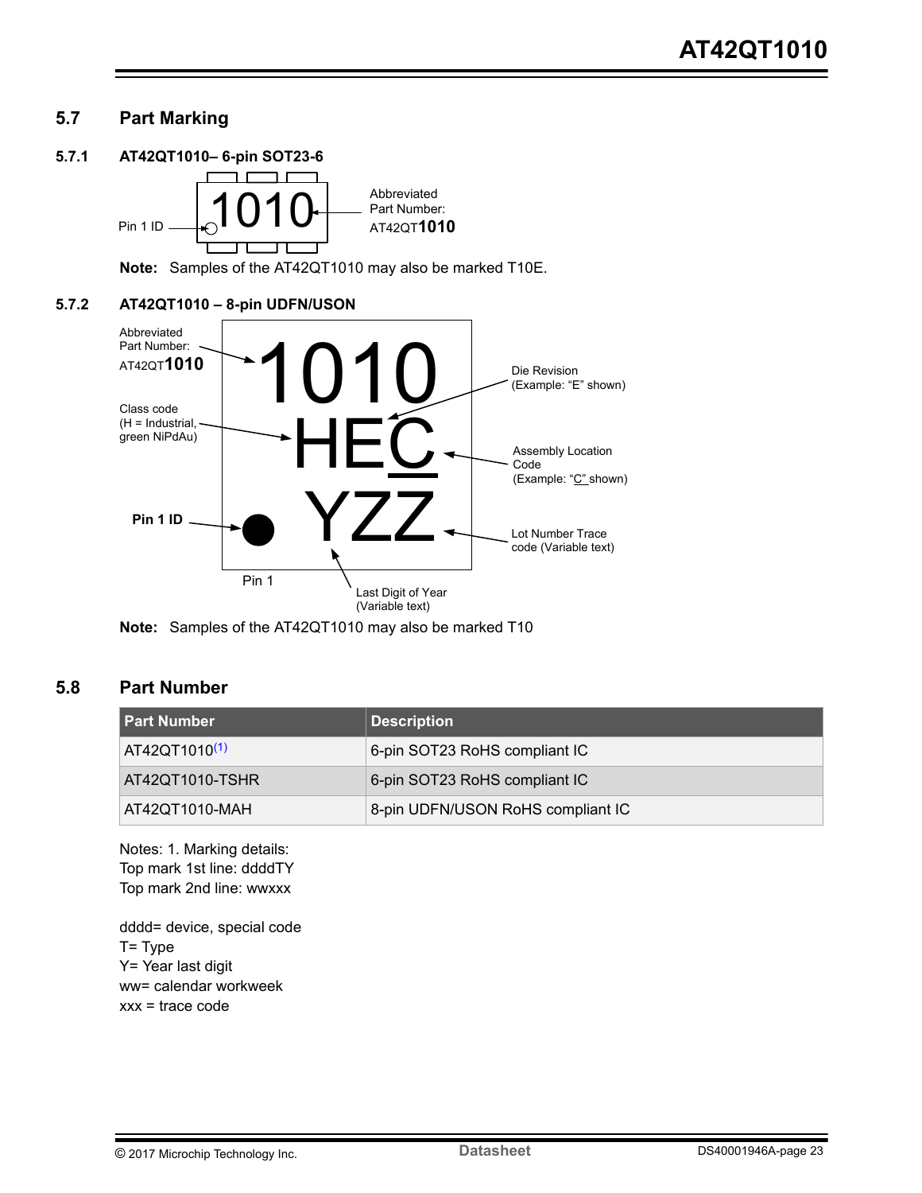## 5.7 Part Marking

### 5.7.1 AT42QT1010– 6-pin SOT23-6

Pin 1 ID

1010

Abbreviated Part Number: AT42QT**1010**

**Note:** Samples of the AT42QT1010 may also be marked T10E.

### 5.7.2 AT42QT1010 – 8-pin UDFN/USON

Abbreviated Part Number: AT42QT**1010**

1010

HEC

YZZ

Class code (H = Industrial, green NiPdAu)

Die Revision (Example: “E” shown)

Assembly Location Code (Example: “C” shown)

**Pin 1 ID**

Pin 1

Lot Number Trace code (Variable text)

Last Digit of Year (Variable text)

**Note:** Samples of the AT42QT1010 may also be marked T10

## 5.8 Part Number

| Part Number | Description |
|---|---|
| AT42QT1010[1] | 6-pin SOT23 RoHS compliant IC |
| AT42QT1010-TSHR | 6-pin SOT23 RoHS compliant IC |
| AT42QT1010-MAH | 8-pin UDFN/USON RoHS compliant IC |

Notes: 1. Marking details:
Top mark 1st line: ddddTY
Top mark 2nd line: wwxxx

dddd= device, special code
T= Type
Y= Year last digit
ww= calendar workweek
xxx = trace code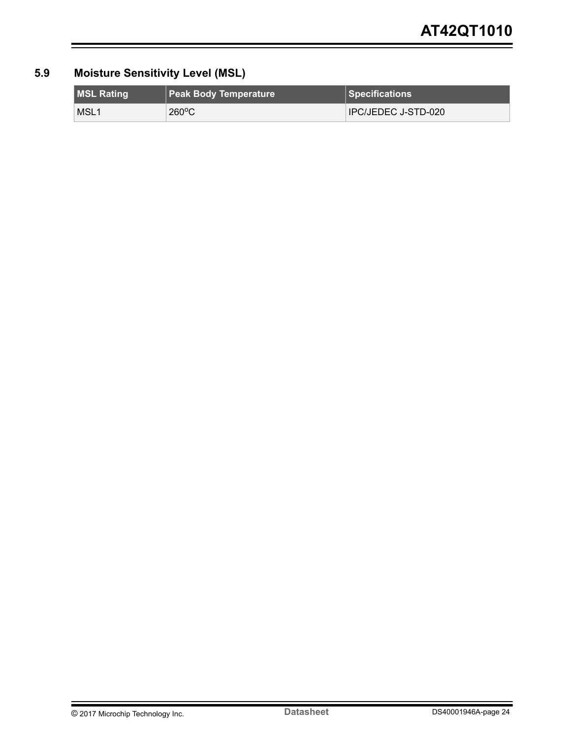## 5.9 Moisture Sensitivity Level (MSL)

| MSL Rating | Peak Body Temperature | Specifications |
| --- | --- | --- |
| MSL1 | 260°C | IPC/JEDEC J-STD-020 |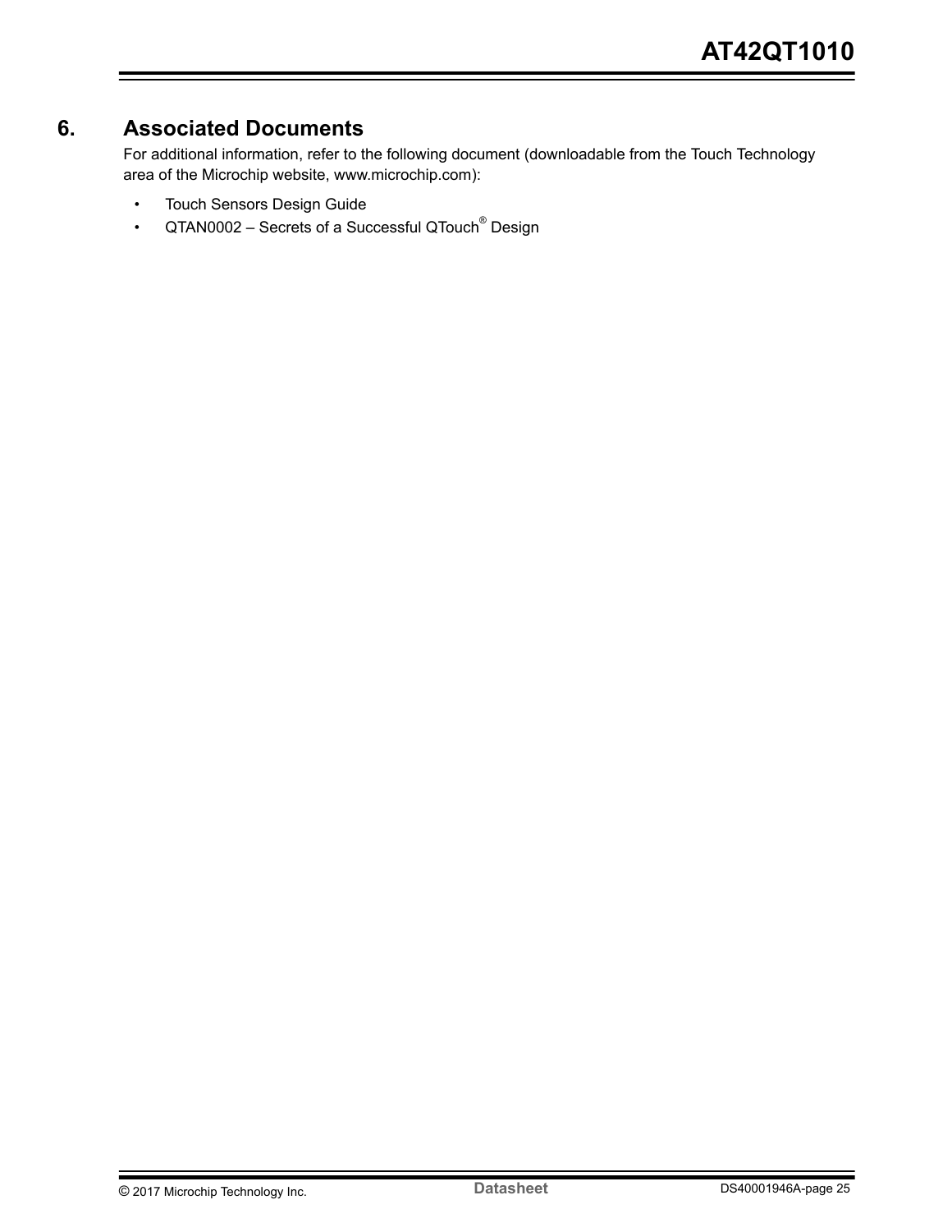# 6. Associated Documents

For additional information, refer to the following document (downloadable from the Touch Technology area of the Microchip website, www.microchip.com):

- Touch Sensors Design Guide
- QTAN0002 – Secrets of a Successful QTouch® Design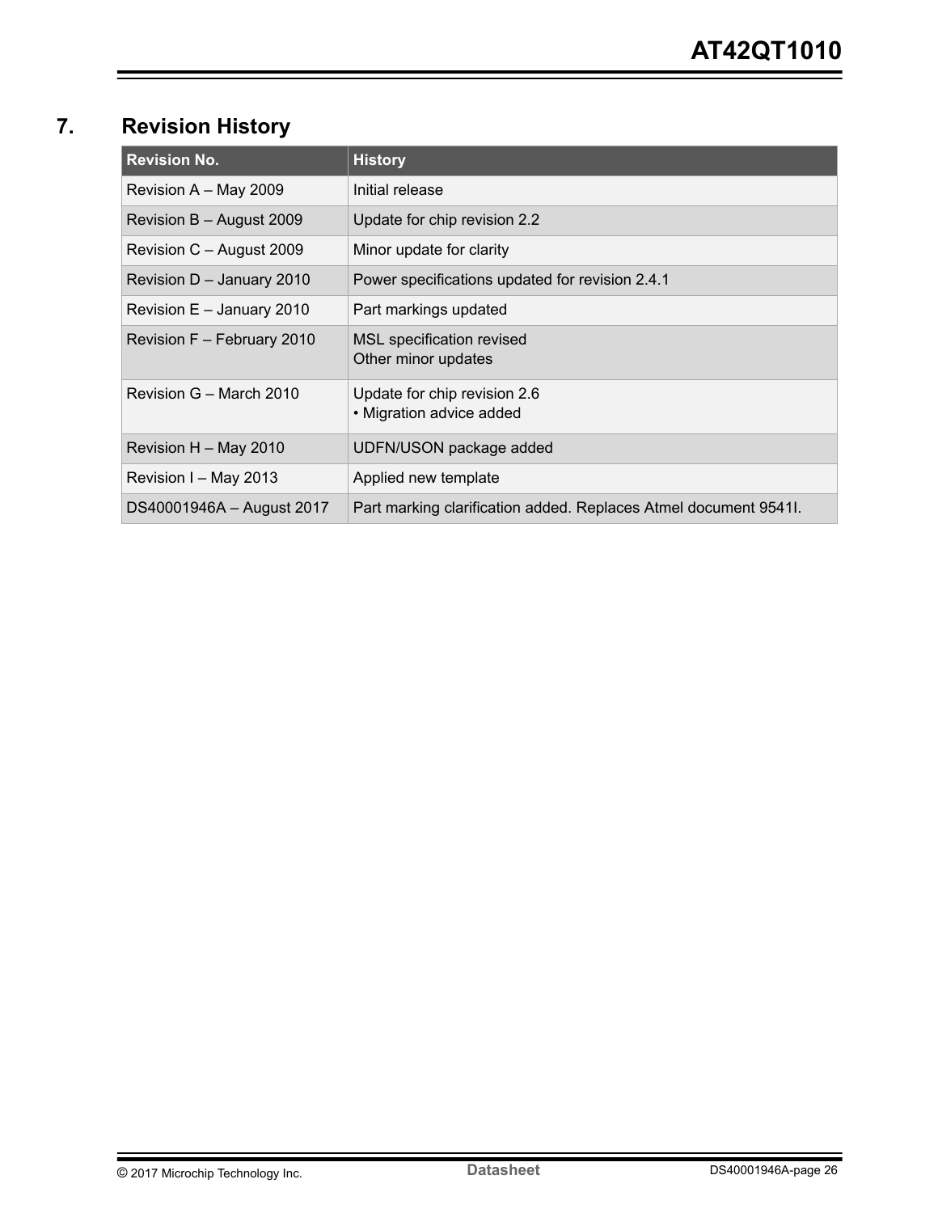## 7. Revision History

| Revision No. | History |
| --- | --- |
| Revision A – May 2009 | Initial release |
| Revision B – August 2009 | Update for chip revision 2.2 |
| Revision C – August 2009 | Minor update for clarity |
| Revision D – January 2010 | Power specifications updated for revision 2.4.1 |
| Revision E – January 2010 | Part markings updated |
| Revision F – February 2010 | MSL specification revised<br>Other minor updates |
| Revision G – March 2010 | Update for chip revision 2.6<br>• Migration advice added |
| Revision H – May 2010 | UDFN/USON package added |
| Revision I – May 2013 | Applied new template |
| DS40001946A – August 2017 | Part marking clarification added. Replaces Atmel document 9541I. |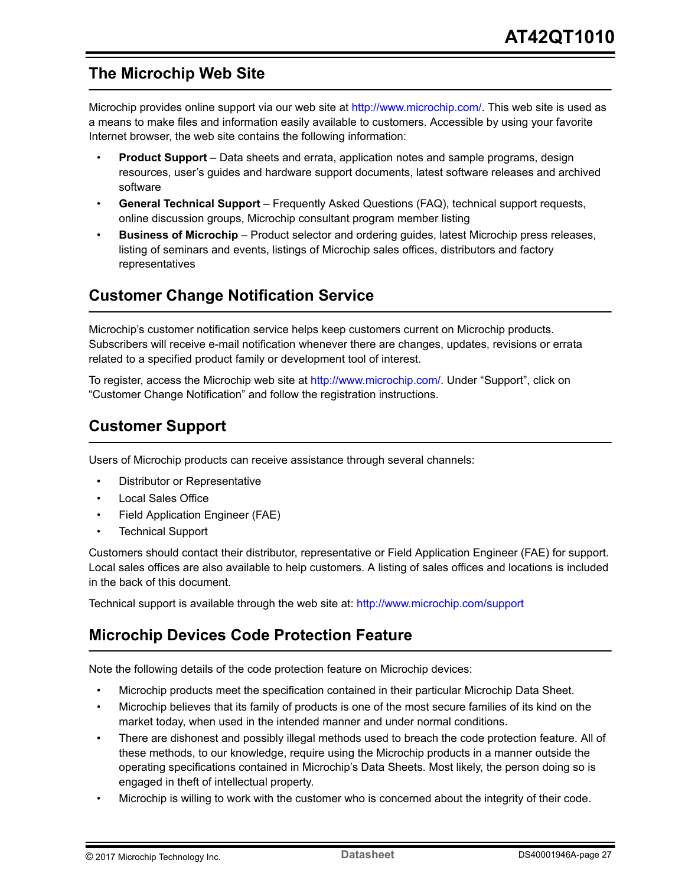## The Microchip Web Site

Microchip provides online support via our web site at http://www.microchip.com/. This web site is used as a means to make files and information easily available to customers. Accessible by using your favorite Internet browser, the web site contains the following information:

- **Product Support** – Data sheets and errata, application notes and sample programs, design resources, user's guides and hardware support documents, latest software releases and archived software
- **General Technical Support** – Frequently Asked Questions (FAQ), technical support requests, online discussion groups, Microchip consultant program member listing
- **Business of Microchip** – Product selector and ordering guides, latest Microchip press releases, listing of seminars and events, listings of Microchip sales offices, distributors and factory representatives

## Customer Change Notification Service

Microchip's customer notification service helps keep customers current on Microchip products. Subscribers will receive e-mail notification whenever there are changes, updates, revisions or errata related to a specified product family or development tool of interest.

To register, access the Microchip web site at http://www.microchip.com/. Under "Support", click on "Customer Change Notification" and follow the registration instructions.

## Customer Support

Users of Microchip products can receive assistance through several channels:

- Distributor or Representative
- Local Sales Office
- Field Application Engineer (FAE)
- Technical Support

Customers should contact their distributor, representative or Field Application Engineer (FAE) for support. Local sales offices are also available to help customers. A listing of sales offices and locations is included in the back of this document.

Technical support is available through the web site at: http://www.microchip.com/support

## Microchip Devices Code Protection Feature

Note the following details of the code protection feature on Microchip devices:

- Microchip products meet the specification contained in their particular Microchip Data Sheet.
- Microchip believes that its family of products is one of the most secure families of its kind on the market today, when used in the intended manner and under normal conditions.
- There are dishonest and possibly illegal methods used to breach the code protection feature. All of these methods, to our knowledge, require using the Microchip products in a manner outside the operating specifications contained in Microchip's Data Sheets. Most likely, the person doing so is engaged in theft of intellectual property.
- Microchip is willing to work with the customer who is concerned about the integrity of their code.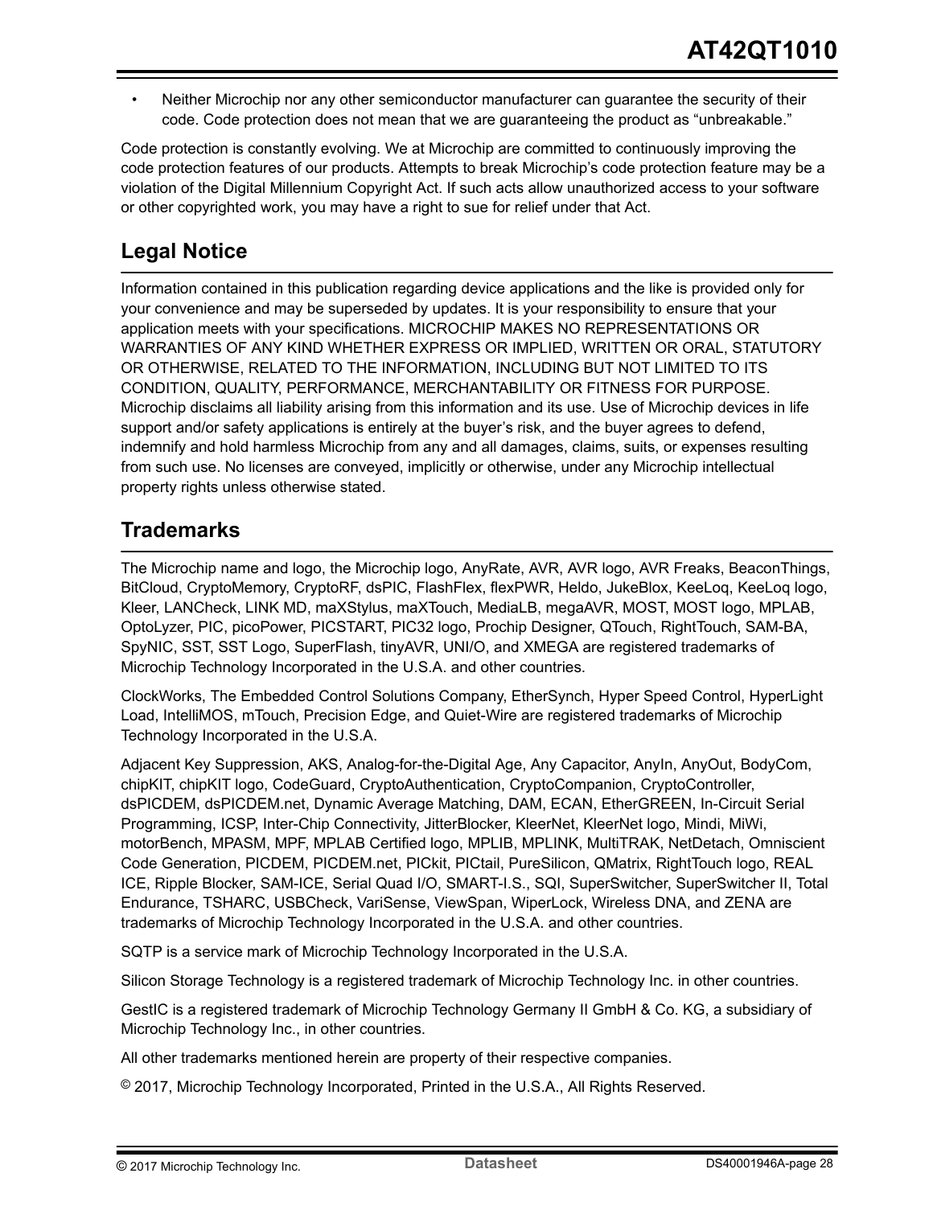- Neither Microchip nor any other semiconductor manufacturer can guarantee the security of their code. Code protection does not mean that we are guaranteeing the product as “unbreakable.”

Code protection is constantly evolving. We at Microchip are committed to continuously improving the code protection features of our products. Attempts to break Microchip’s code protection feature may be a violation of the Digital Millennium Copyright Act. If such acts allow unauthorized access to your software or other copyrighted work, you may have a right to sue for relief under that Act.

## Legal Notice

Information contained in this publication regarding device applications and the like is provided only for your convenience and may be superseded by updates. It is your responsibility to ensure that your application meets with your specifications. MICROCHIP MAKES NO REPRESENTATIONS OR WARRANTIES OF ANY KIND WHETHER EXPRESS OR IMPLIED, WRITTEN OR ORAL, STATUTORY OR OTHERWISE, RELATED TO THE INFORMATION, INCLUDING BUT NOT LIMITED TO ITS CONDITION, QUALITY, PERFORMANCE, MERCHANTABILITY OR FITNESS FOR PURPOSE. Microchip disclaims all liability arising from this information and its use. Use of Microchip devices in life support and/or safety applications is entirely at the buyer’s risk, and the buyer agrees to defend, indemnify and hold harmless Microchip from any and all damages, claims, suits, or expenses resulting from such use. No licenses are conveyed, implicitly or otherwise, under any Microchip intellectual property rights unless otherwise stated.

## Trademarks

The Microchip name and logo, the Microchip logo, AnyRate, AVR, AVR logo, AVR Freaks, BeaconThings, BitCloud, CryptoMemory, CryptoRF, dsPIC, FlashFlex, flexPWR, Heldo, JukeBlox, KeeLoq, KeeLoq logo, Kleer, LANCheck, LINK MD, maXStylus, maXTouch, MediaLB, megaAVR, MOST, MOST logo, MPLAB, OptoLyzer, PIC, picoPower, PICSTART, PIC32 logo, Prochip Designer, QTouch, RightTouch, SAM-BA, SpyNIC, SST, SST Logo, SuperFlash, tinyAVR, UNI/O, and XMEGA are registered trademarks of Microchip Technology Incorporated in the U.S.A. and other countries.

ClockWorks, The Embedded Control Solutions Company, EtherSynch, Hyper Speed Control, HyperLight Load, IntelliMOS, mTouch, Precision Edge, and Quiet-Wire are registered trademarks of Microchip Technology Incorporated in the U.S.A.

Adjacent Key Suppression, AKS, Analog-for-the-Digital Age, Any Capacitor, AnyIn, AnyOut, BodyCom, chipKIT, chipKIT logo, CodeGuard, CryptoAuthentication, CryptoCompanion, CryptoController, dsPICDEM, dsPICDEM.net, Dynamic Average Matching, DAM, ECAN, EtherGREEN, In-Circuit Serial Programming, ICSP, Inter-Chip Connectivity, JitterBlocker, KleerNet, KleerNet logo, Mindi, MiWi, motorBench, MPASM, MPF, MPLAB Certified logo, MPLIB, MPLINK, MultiTRAK, NetDetach, Omniscient Code Generation, PICDEM, PICDEM.net, PICkit, PICtail, PureSilicon, QMatrix, RightTouch logo, REAL ICE, Ripple Blocker, SAM-ICE, Serial Quad I/O, SMART-I.S., SQI, SuperSwitcher, SuperSwitcher II, Total Endurance, TSHARC, USBCheck, VariSense, ViewSpan, WiperLock, Wireless DNA, and ZENA are trademarks of Microchip Technology Incorporated in the U.S.A. and other countries.

SQTP is a service mark of Microchip Technology Incorporated in the U.S.A.

Silicon Storage Technology is a registered trademark of Microchip Technology Inc. in other countries.

GestIC is a registered trademark of Microchip Technology Germany II GmbH & Co. KG, a subsidiary of Microchip Technology Inc., in other countries.

All other trademarks mentioned herein are property of their respective companies.

© 2017, Microchip Technology Incorporated, Printed in the U.S.A., All Rights Reserved.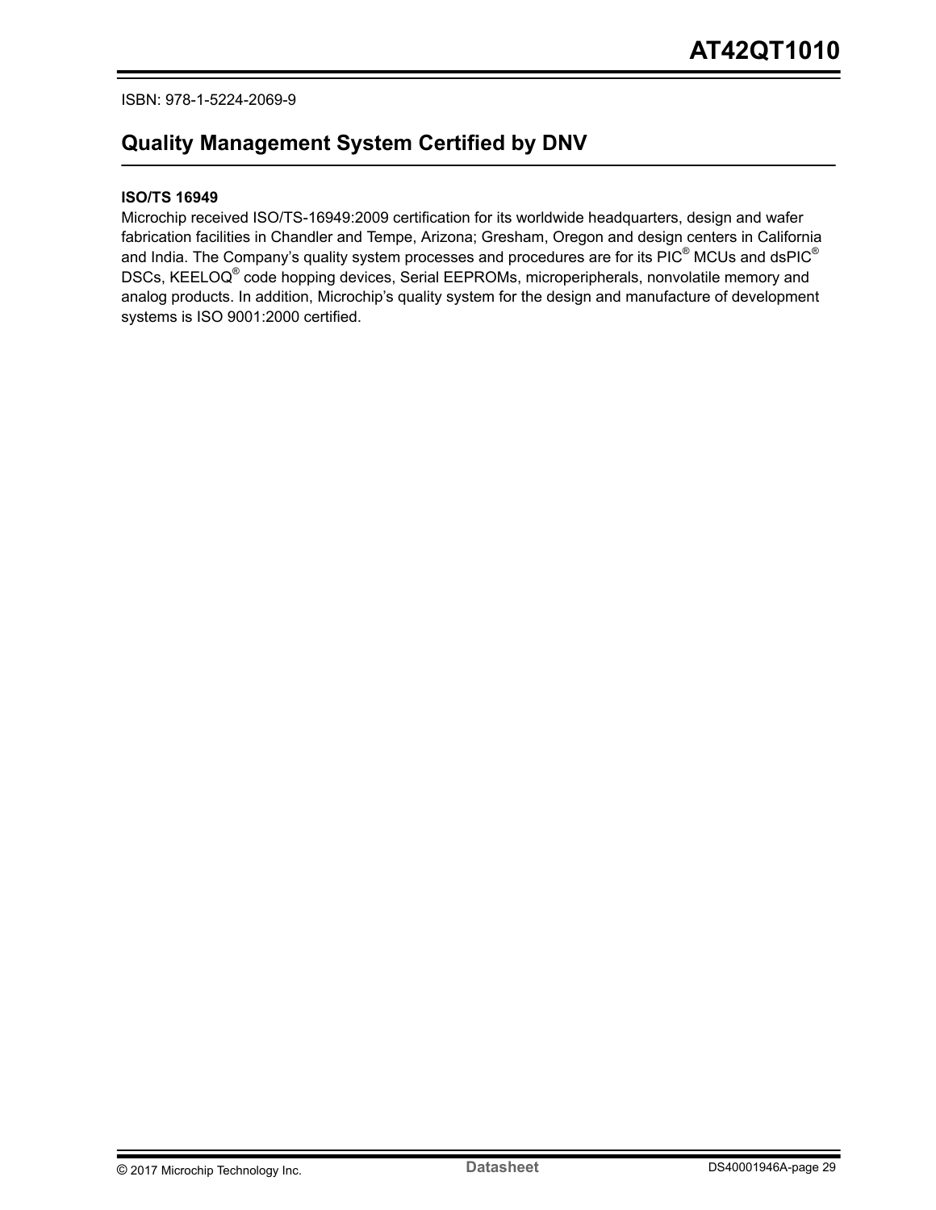ISBN: 978-1-5224-2069-9

## Quality Management System Certified by DNV

**ISO/TS 16949**

Microchip received ISO/TS-16949:2009 certification for its worldwide headquarters, design and wafer fabrication facilities in Chandler and Tempe, Arizona; Gresham, Oregon and design centers in California and India. The Company's quality system processes and procedures are for its PIC® MCUs and dsPIC® DSCs, KEELOQ® code hopping devices, Serial EEPROMs, microperipherals, nonvolatile memory and analog products. In addition, Microchip's quality system for the design and manufacture of development systems is ISO 9001:2000 certified.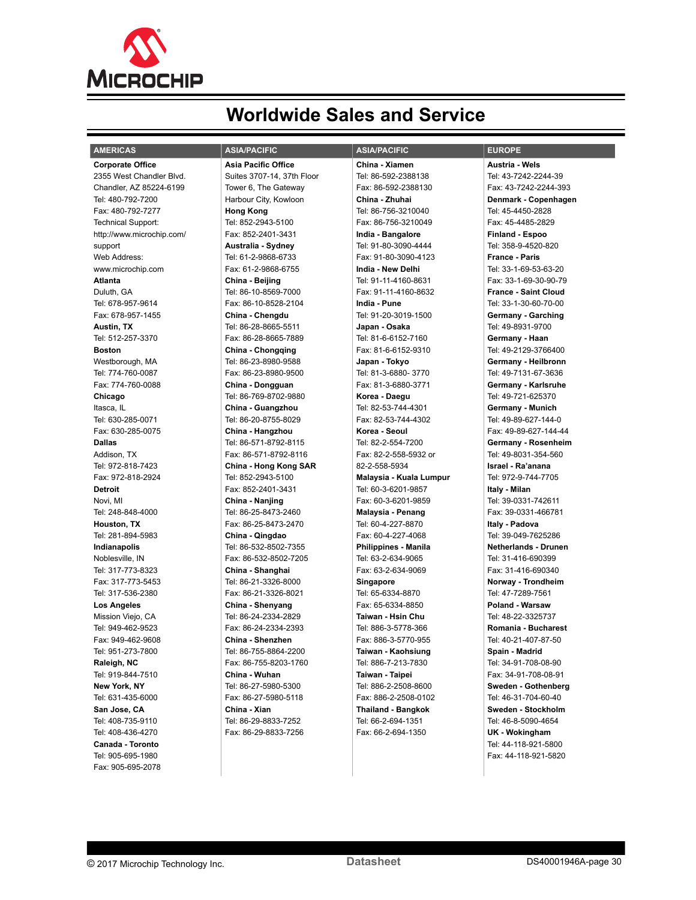# Worldwide Sales and Service

## AMERICAS

**Corporate Office**
2355 West Chandler Blvd.
Chandler, AZ 85224-6199
Tel: 480-792-7200
Fax: 480-792-7277
Technical Support:
http://www.microchip.com/support
Web Address:
www.microchip.com

**Atlanta**
Duluth, GA
Tel: 678-957-9614
Fax: 678-957-1455

**Austin, TX**
Tel: 512-257-3370

**Boston**
Westborough, MA
Tel: 774-760-0087
Fax: 774-760-0088

**Chicago**
Itasca, IL
Tel: 630-285-0071
Fax: 630-285-0075

**Dallas**
Addison, TX
Tel: 972-818-7423
Fax: 972-818-2924

**Detroit**
Novi, MI
Tel: 248-848-4000

**Houston, TX**
Tel: 281-894-5983

**Indianapolis**
Noblesville, IN
Tel: 317-773-8323
Fax: 317-773-5453
Tel: 317-536-2380

**Los Angeles**
Mission Viejo, CA
Tel: 949-462-9523
Fax: 949-462-9608
Tel: 951-273-7800

**Raleigh, NC**
Tel: 919-844-7510

**New York, NY**
Tel: 631-435-6000

**San Jose, CA**
Tel: 408-735-9110
Tel: 408-436-4270

**Canada - Toronto**
Tel: 905-695-1980
Fax: 905-695-2078

## ASIA/PACIFIC

**Asia Pacific Office**
Suites 3707-14, 37th Floor
Tower 6, The Gateway
Harbour City, Kowloon

**Hong Kong**
Tel: 852-2943-5100
Fax: 852-2401-3431

**Australia - Sydney**
Tel: 61-2-9868-6733
Fax: 61-2-9868-6755

**China - Beijing**
Tel: 86-10-8569-7000
Fax: 86-10-8528-2104

**China - Chengdu**
Tel: 86-28-8665-5511
Fax: 86-28-8665-7889

**China - Chongqing**
Tel: 86-23-8980-9588
Fax: 86-23-8980-9500

**China - Dongguan**
Tel: 86-769-8702-9880

**China - Guangzhou**
Tel: 86-20-8755-8029

**China - Hangzhou**
Tel: 86-571-8792-8115
Fax: 86-571-8792-8116

**China - Hong Kong SAR**
Tel: 852-2943-5100
Fax: 852-2401-3431

**China - Nanjing**
Tel: 86-25-8473-2460
Fax: 86-25-8473-2470

**China - Qingdao**
Tel: 86-532-8502-7355
Fax: 86-532-8502-7205

**China - Shanghai**
Tel: 86-21-3326-8000
Fax: 86-21-3326-8021

**China - Shenyang**
Tel: 86-24-2334-2829
Fax: 86-24-2334-2393

**China - Shenzhen**
Tel: 86-755-8864-2200
Fax: 86-755-8203-1760

**China - Wuhan**
Tel: 86-27-5980-5300
Fax: 86-27-5980-5118

**China - Xian**
Tel: 86-29-8833-7252
Fax: 86-29-8833-7256

## ASIA/PACIFIC

**China - Xiamen**
Tel: 86-592-2388138
Fax: 86-592-2388130

**China - Zhuhai**
Tel: 86-756-3210040
Fax: 86-756-3210049

**India - Bangalore**
Tel: 91-80-3090-4444
Fax: 91-80-3090-4123

**India - New Delhi**
Tel: 91-11-4160-8631
Fax: 91-11-4160-8632

**India - Pune**
Tel: 91-20-3019-1500

**Japan - Osaka**
Tel: 81-6-6152-7160
Fax: 81-6-6152-9310

**Japan - Tokyo**
Tel: 81-3-6880- 3770
Fax: 81-3-6880-3771

**Korea - Daegu**
Tel: 82-53-744-4301
Fax: 82-53-744-4302

**Korea - Seoul**
Tel: 82-2-554-7200
Fax: 82-2-558-5932 or
82-2-558-5934

**Malaysia - Kuala Lumpur**
Tel: 60-3-6201-9857
Fax: 60-3-6201-9859

**Malaysia - Penang**
Tel: 60-4-227-8870
Fax: 60-4-227-4068

**Philippines - Manila**
Tel: 63-2-634-9065
Fax: 63-2-634-9069

**Singapore**
Tel: 65-6334-8870
Fax: 65-6334-8850

**Taiwan - Hsin Chu**
Tel: 886-3-5778-366
Fax: 886-3-5770-955

**Taiwan - Kaohsiung**
Tel: 886-7-213-7830

**Taiwan - Taipei**
Tel: 886-2-2508-8600
Fax: 886-2-2508-0102

**Thailand - Bangkok**
Tel: 66-2-694-1351
Fax: 66-2-694-1350

## EUROPE

**Austria - Wels**
Tel: 43-7242-2244-39
Fax: 43-7242-2244-393

**Denmark - Copenhagen**
Tel: 45-4450-2828
Fax: 45-4485-2829

**Finland - Espoo**
Tel: 358-9-4520-820

**France - Paris**
Tel: 33-1-69-53-63-20
Fax: 33-1-69-30-90-79

**France - Saint Cloud**
Tel: 33-1-30-60-70-00

**Germany - Garching**
Tel: 49-8931-9700

**Germany - Haan**
Tel: 49-2129-3766400

**Germany - Heilbronn**
Tel: 49-7131-67-3636

**Germany - Karlsruhe**
Tel: 49-721-625370

**Germany - Munich**
Tel: 49-89-627-144-0
Fax: 49-89-627-144-44

**Germany - Rosenheim**
Tel: 49-8031-354-560

**Israel - Ra'anana**
Tel: 972-9-744-7705

**Italy - Milan**
Tel: 39-0331-742611
Fax: 39-0331-466781

**Italy - Padova**
Tel: 39-049-7625286

**Netherlands - Drunen**
Tel: 31-416-690399
Fax: 31-416-690340

**Norway - Trondheim**
Tel: 47-7289-7561

**Poland - Warsaw**
Tel: 48-22-3325737

**Romania - Bucharest**
Tel: 40-21-407-87-50

**Spain - Madrid**
Tel: 34-91-708-08-90
Fax: 34-91-708-08-91

**Sweden - Gothenberg**
Tel: 46-31-704-60-40

**Sweden - Stockholm**
Tel: 46-8-5090-4654

**UK - Wokingham**
Tel: 44-118-921-5800
Fax: 44-118-921-5820